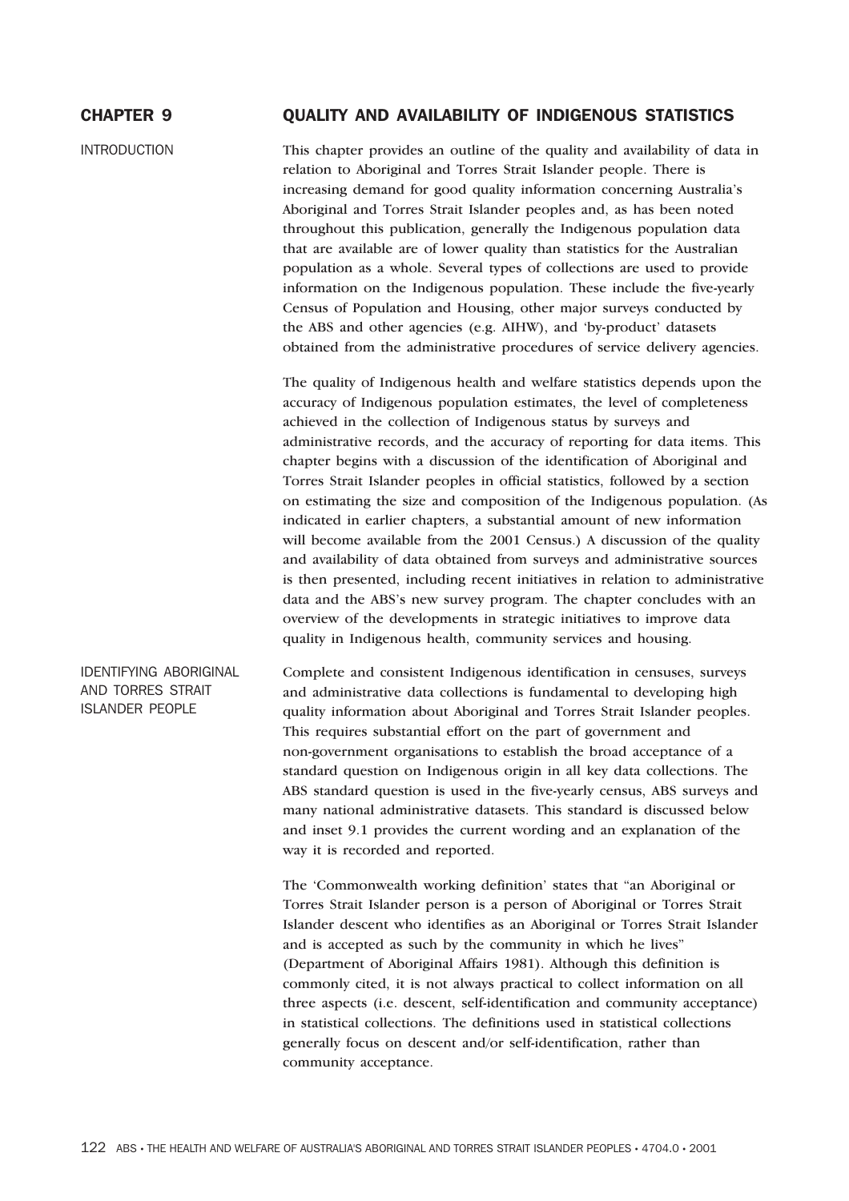# CHAPTER 9 QUALITY AND AVAILABILITY OF INDIGENOUS STATISTICS

## INTRODUCTION

This chapter provides an outline of the quality and availability of data in relation to Aboriginal and Torres Strait Islander people. There is increasing demand for good quality information concerning Australia's Aboriginal and Torres Strait Islander peoples and, as has been noted throughout this publication, generally the Indigenous population data that are available are of lower quality than statistics for the Australian population as a whole. Several types of collections are used to provide information on the Indigenous population. These include the five-yearly Census of Population and Housing, other major surveys conducted by the ABS and other agencies (e.g. AIHW), and 'by-product' datasets obtained from the administrative procedures of service delivery agencies.

The quality of Indigenous health and welfare statistics depends upon the accuracy of Indigenous population estimates, the level of completeness achieved in the collection of Indigenous status by surveys and administrative records, and the accuracy of reporting for data items. This chapter begins with a discussion of the identification of Aboriginal and Torres Strait Islander peoples in official statistics, followed by a section on estimating the size and composition of the Indigenous population. (As indicated in earlier chapters, a substantial amount of new information will become available from the 2001 Census.) A discussion of the quality and availability of data obtained from surveys and administrative sources is then presented, including recent initiatives in relation to administrative data and the ABS's new survey program. The chapter concludes with an overview of the developments in strategic initiatives to improve data quality in Indigenous health, community services and housing.

## IDENTIFYING ABORIGINAL AND TORRES STRAIT ISLANDER PEOPLE

Complete and consistent Indigenous identification in censuses, surveys and administrative data collections is fundamental to developing high quality information about Aboriginal and Torres Strait Islander peoples. This requires substantial effort on the part of government and non-government organisations to establish the broad acceptance of a standard question on Indigenous origin in all key data collections. The ABS standard question is used in the five-yearly census, ABS surveys and many national administrative datasets. This standard is discussed below and inset 9.1 provides the current wording and an explanation of the way it is recorded and reported.

The 'Commonwealth working definition' states that "an Aboriginal or Torres Strait Islander person is a person of Aboriginal or Torres Strait Islander descent who identifies as an Aboriginal or Torres Strait Islander and is accepted as such by the community in which he lives" (Department of Aboriginal Affairs 1981). Although this definition is commonly cited, it is not always practical to collect information on all three aspects (i.e. descent, self-identification and community acceptance) in statistical collections. The definitions used in statistical collections generally focus on descent and/or self-identification, rather than community acceptance.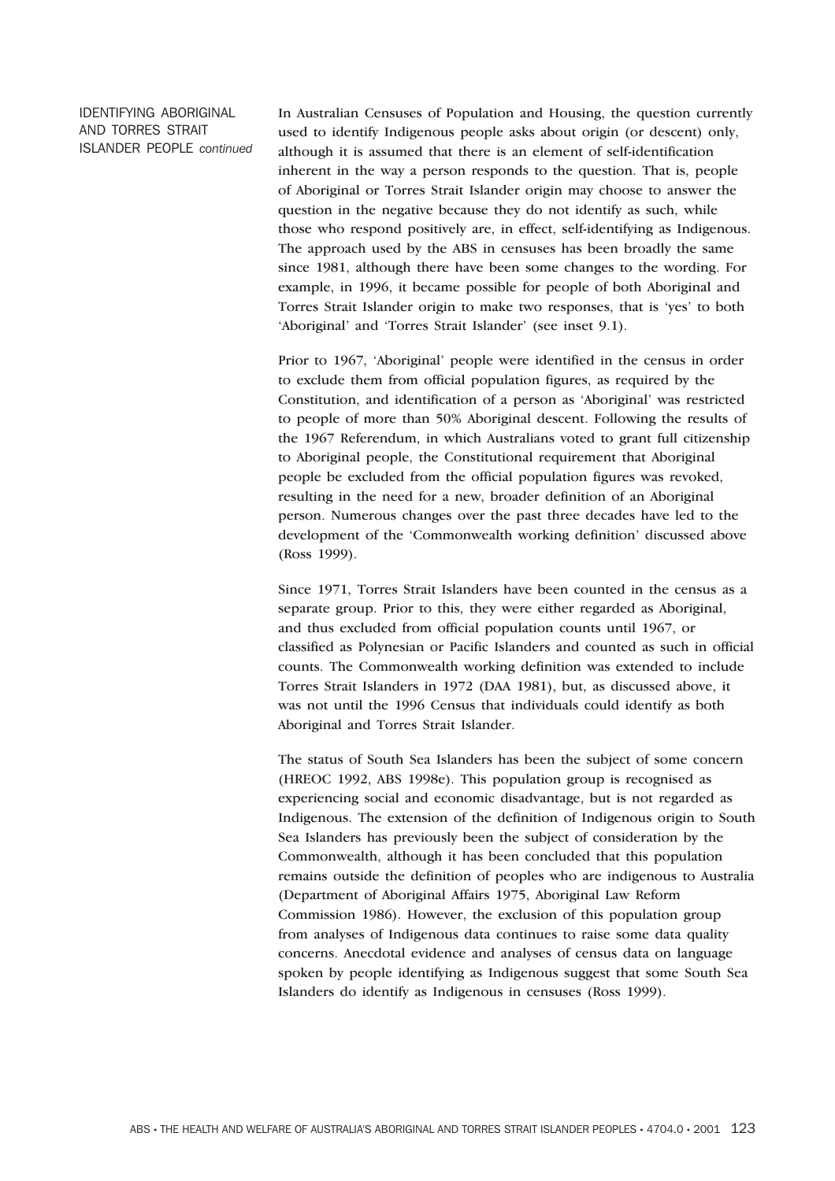## IDENTIFYING ABORIGINAL AND TORRES STRAIT ISLANDER PEOPLE *continued*

In Australian Censuses of Population and Housing, the question currently used to identify Indigenous people asks about origin (or descent) only, although it is assumed that there is an element of self-identification inherent in the way a person responds to the question. That is, people of Aboriginal or Torres Strait Islander origin may choose to answer the question in the negative because they do not identify as such, while those who respond positively are, in effect, self-identifying as Indigenous. The approach used by the ABS in censuses has been broadly the same since 1981, although there have been some changes to the wording. For example, in 1996, it became possible for people of both Aboriginal and Torres Strait Islander origin to make two responses, that is 'yes' to both 'Aboriginal' and 'Torres Strait Islander' (see inset 9.1).

Prior to 1967, 'Aboriginal' people were identified in the census in order to exclude them from official population figures, as required by the Constitution, and identification of a person as 'Aboriginal' was restricted to people of more than 50% Aboriginal descent. Following the results of the 1967 Referendum, in which Australians voted to grant full citizenship to Aboriginal people, the Constitutional requirement that Aboriginal people be excluded from the official population figures was revoked, resulting in the need for a new, broader definition of an Aboriginal person. Numerous changes over the past three decades have led to the development of the 'Commonwealth working definition' discussed above (Ross 1999).

Since 1971, Torres Strait Islanders have been counted in the census as a separate group. Prior to this, they were either regarded as Aboriginal, and thus excluded from official population counts until 1967, or classified as Polynesian or Pacific Islanders and counted as such in official counts. The Commonwealth working definition was extended to include Torres Strait Islanders in 1972 (DAA 1981), but, as discussed above, it was not until the 1996 Census that individuals could identify as both Aboriginal and Torres Strait Islander.

The status of South Sea Islanders has been the subject of some concern (HREOC 1992, ABS 1998e). This population group is recognised as experiencing social and economic disadvantage, but is not regarded as Indigenous. The extension of the definition of Indigenous origin to South Sea Islanders has previously been the subject of consideration by the Commonwealth, although it has been concluded that this population remains outside the definition of peoples who are indigenous to Australia (Department of Aboriginal Affairs 1975, Aboriginal Law Reform Commission 1986). However, the exclusion of this population group from analyses of Indigenous data continues to raise some data quality concerns. Anecdotal evidence and analyses of census data on language spoken by people identifying as Indigenous suggest that some South Sea Islanders do identify as Indigenous in censuses (Ross 1999).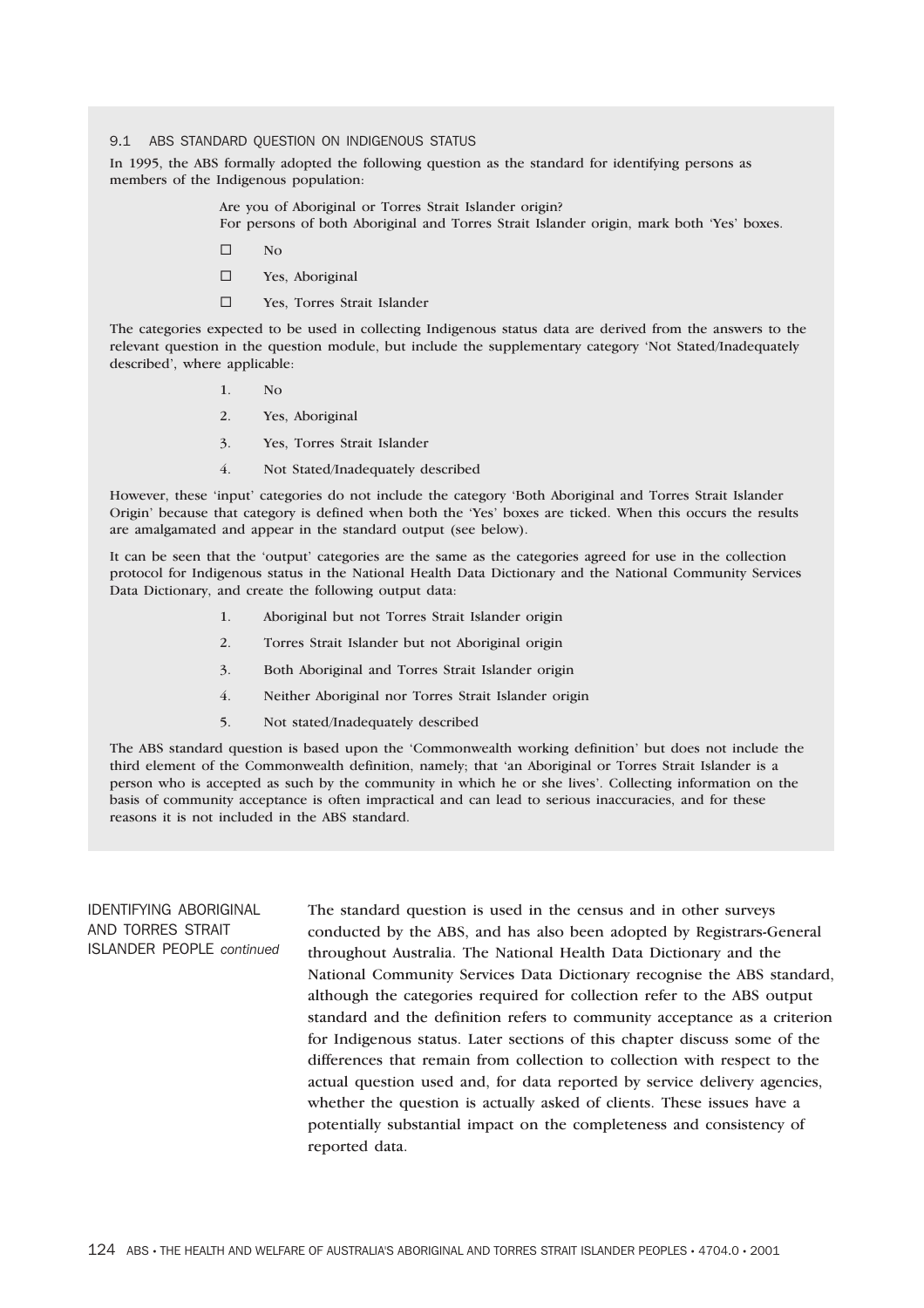### 9.1 ABS STANDARD QUESTION ON INDIGENOUS STATUS

In 1995, the ABS formally adopted the following question as the standard for identifying persons as members of the Indigenous population:

> Are you of Aboriginal or Torres Strait Islander origin?
> For persons of both Aboriginal and Torres Strait Islander origin, mark both 'Yes' boxes.
>
> - ☐ No
> - ☐ Yes, Aboriginal
> - ☐ Yes, Torres Strait Islander

The categories expected to be used in collecting Indigenous status data are derived from the answers to the relevant question in the question module, but include the supplementary category 'Not Stated/Inadequately described', where applicable:

1. No
2. Yes, Aboriginal
3. Yes, Torres Strait Islander
4. Not Stated/Inadequately described

However, these 'input' categories do not include the category 'Both Aboriginal and Torres Strait Islander Origin' because that category is defined when both the 'Yes' boxes are ticked. When this occurs the results are amalgamated and appear in the standard output (see below).

It can be seen that the 'output' categories are the same as the categories agreed for use in the collection protocol for Indigenous status in the National Health Data Dictionary and the National Community Services Data Dictionary, and create the following output data:

1. Aboriginal but not Torres Strait Islander origin
2. Torres Strait Islander but not Aboriginal origin
3. Both Aboriginal and Torres Strait Islander origin
4. Neither Aboriginal nor Torres Strait Islander origin
5. Not stated/Inadequately described

The ABS standard question is based upon the 'Commonwealth working definition' but does not include the third element of the Commonwealth definition, namely; that 'an Aboriginal or Torres Strait Islander is a person who is accepted as such by the community in which he or she lives'. Collecting information on the basis of community acceptance is often impractical and can lead to serious inaccuracies, and for these reasons it is not included in the ABS standard.

## IDENTIFYING ABORIGINAL AND TORRES STRAIT ISLANDER PEOPLE *continued*

The standard question is used in the census and in other surveys conducted by the ABS, and has also been adopted by Registrars-General throughout Australia. The National Health Data Dictionary and the National Community Services Data Dictionary recognise the ABS standard, although the categories required for collection refer to the ABS output standard and the definition refers to community acceptance as a criterion for Indigenous status. Later sections of this chapter discuss some of the differences that remain from collection to collection with respect to the actual question used and, for data reported by service delivery agencies, whether the question is actually asked of clients. These issues have a potentially substantial impact on the completeness and consistency of reported data.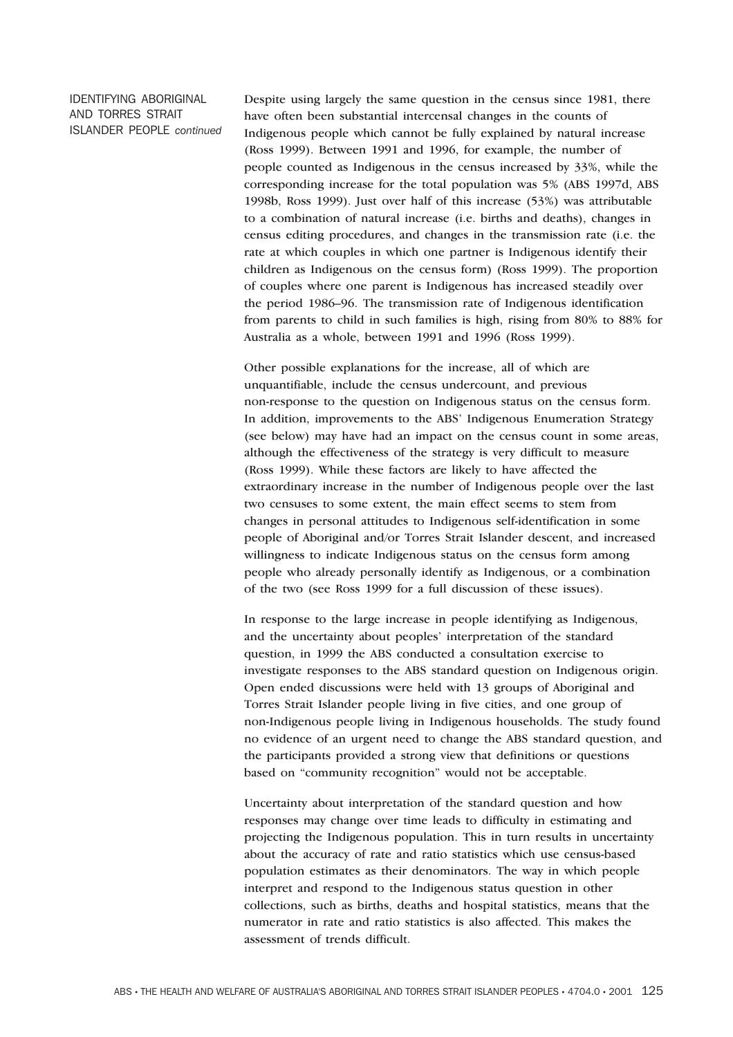IDENTIFYING ABORIGINAL AND TORRES STRAIT ISLANDER PEOPLE *continued*

Despite using largely the same question in the census since 1981, there have often been substantial intercensal changes in the counts of Indigenous people which cannot be fully explained by natural increase (Ross 1999). Between 1991 and 1996, for example, the number of people counted as Indigenous in the census increased by 33%, while the corresponding increase for the total population was 5% (ABS 1997d, ABS 1998b, Ross 1999). Just over half of this increase (53%) was attributable to a combination of natural increase (i.e. births and deaths), changes in census editing procedures, and changes in the transmission rate (i.e. the rate at which couples in which one partner is Indigenous identify their children as Indigenous on the census form) (Ross 1999). The proportion of couples where one parent is Indigenous has increased steadily over the period 1986–96. The transmission rate of Indigenous identification from parents to child in such families is high, rising from 80% to 88% for Australia as a whole, between 1991 and 1996 (Ross 1999).

Other possible explanations for the increase, all of which are unquantifiable, include the census undercount, and previous non-response to the question on Indigenous status on the census form. In addition, improvements to the ABS' Indigenous Enumeration Strategy (see below) may have had an impact on the census count in some areas, although the effectiveness of the strategy is very difficult to measure (Ross 1999). While these factors are likely to have affected the extraordinary increase in the number of Indigenous people over the last two censuses to some extent, the main effect seems to stem from changes in personal attitudes to Indigenous self-identification in some people of Aboriginal and/or Torres Strait Islander descent, and increased willingness to indicate Indigenous status on the census form among people who already personally identify as Indigenous, or a combination of the two (see Ross 1999 for a full discussion of these issues).

In response to the large increase in people identifying as Indigenous, and the uncertainty about peoples' interpretation of the standard question, in 1999 the ABS conducted a consultation exercise to investigate responses to the ABS standard question on Indigenous origin. Open ended discussions were held with 13 groups of Aboriginal and Torres Strait Islander people living in five cities, and one group of non-Indigenous people living in Indigenous households. The study found no evidence of an urgent need to change the ABS standard question, and the participants provided a strong view that definitions or questions based on "community recognition" would not be acceptable.

Uncertainty about interpretation of the standard question and how responses may change over time leads to difficulty in estimating and projecting the Indigenous population. This in turn results in uncertainty about the accuracy of rate and ratio statistics which use census-based population estimates as their denominators. The way in which people interpret and respond to the Indigenous status question in other collections, such as births, deaths and hospital statistics, means that the numerator in rate and ratio statistics is also affected. This makes the assessment of trends difficult.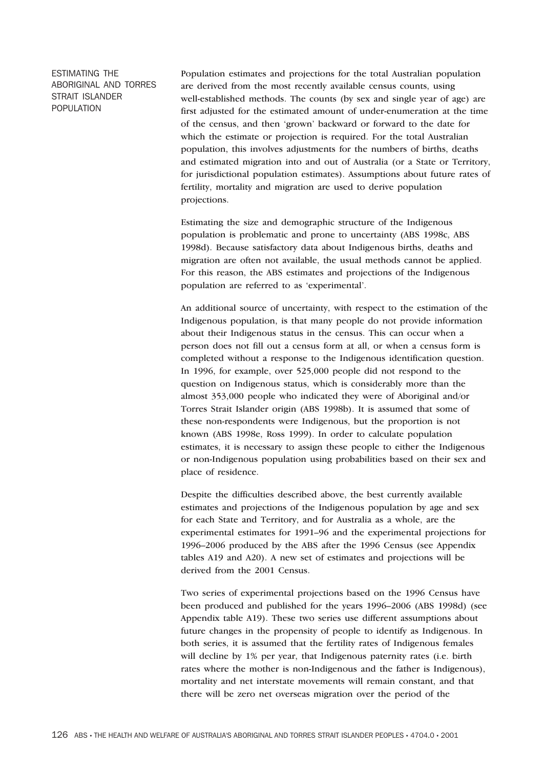## ESTIMATING THE ABORIGINAL AND TORRES STRAIT ISLANDER POPULATION

Population estimates and projections for the total Australian population are derived from the most recently available census counts, using well-established methods. The counts (by sex and single year of age) are first adjusted for the estimated amount of under-enumeration at the time of the census, and then 'grown' backward or forward to the date for which the estimate or projection is required. For the total Australian population, this involves adjustments for the numbers of births, deaths and estimated migration into and out of Australia (or a State or Territory, for jurisdictional population estimates). Assumptions about future rates of fertility, mortality and migration are used to derive population projections.

Estimating the size and demographic structure of the Indigenous population is problematic and prone to uncertainty (ABS 1998c, ABS 1998d). Because satisfactory data about Indigenous births, deaths and migration are often not available, the usual methods cannot be applied. For this reason, the ABS estimates and projections of the Indigenous population are referred to as 'experimental'.

An additional source of uncertainty, with respect to the estimation of the Indigenous population, is that many people do not provide information about their Indigenous status in the census. This can occur when a person does not fill out a census form at all, or when a census form is completed without a response to the Indigenous identification question. In 1996, for example, over 525,000 people did not respond to the question on Indigenous status, which is considerably more than the almost 353,000 people who indicated they were of Aboriginal and/or Torres Strait Islander origin (ABS 1998b). It is assumed that some of these non-respondents were Indigenous, but the proportion is not known (ABS 1998e, Ross 1999). In order to calculate population estimates, it is necessary to assign these people to either the Indigenous or non-Indigenous population using probabilities based on their sex and place of residence.

Despite the difficulties described above, the best currently available estimates and projections of the Indigenous population by age and sex for each State and Territory, and for Australia as a whole, are the experimental estimates for 1991–96 and the experimental projections for 1996–2006 produced by the ABS after the 1996 Census (see Appendix tables A19 and A20). A new set of estimates and projections will be derived from the 2001 Census.

Two series of experimental projections based on the 1996 Census have been produced and published for the years 1996–2006 (ABS 1998d) (see Appendix table A19). These two series use different assumptions about future changes in the propensity of people to identify as Indigenous. In both series, it is assumed that the fertility rates of Indigenous females will decline by 1% per year, that Indigenous paternity rates (i.e. birth rates where the mother is non-Indigenous and the father is Indigenous), mortality and net interstate movements will remain constant, and that there will be zero net overseas migration over the period of the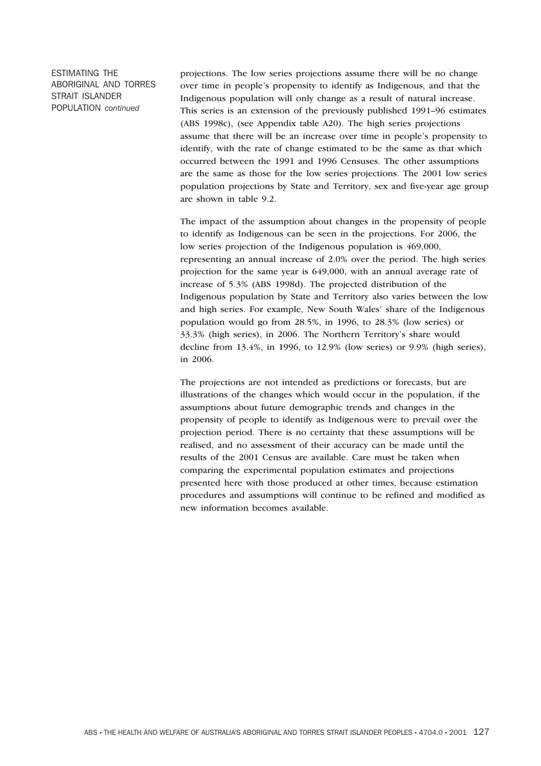ESTIMATING THE ABORIGINAL AND TORRES STRAIT ISLANDER POPULATION *continued*

projections. The low series projections assume there will be no change over time in people's propensity to identify as Indigenous, and that the Indigenous population will only change as a result of natural increase. This series is an extension of the previously published 1991–96 estimates (ABS 1998c), (see Appendix table A20). The high series projections assume that there will be an increase over time in people's propensity to identify, with the rate of change estimated to be the same as that which occurred between the 1991 and 1996 Censuses. The other assumptions are the same as those for the low series projections. The 2001 low series population projections by State and Territory, sex and five-year age group are shown in table 9.2.

The impact of the assumption about changes in the propensity of people to identify as Indigenous can be seen in the projections. For 2006, the low series projection of the Indigenous population is 469,000, representing an annual increase of 2.0% over the period. The high series projection for the same year is 649,000, with an annual average rate of increase of 5.3% (ABS 1998d). The projected distribution of the Indigenous population by State and Territory also varies between the low and high series. For example, New South Wales' share of the Indigenous population would go from 28.5%, in 1996, to 28.3% (low series) or 33.3% (high series), in 2006. The Northern Territory's share would decline from 13.4%, in 1996, to 12.9% (low series) or 9.9% (high series), in 2006.

The projections are not intended as predictions or forecasts, but are illustrations of the changes which would occur in the population, if the assumptions about future demographic trends and changes in the propensity of people to identify as Indigenous were to prevail over the projection period. There is no certainty that these assumptions will be realised, and no assessment of their accuracy can be made until the results of the 2001 Census are available. Care must be taken when comparing the experimental population estimates and projections presented here with those produced at other times, because estimation procedures and assumptions will continue to be refined and modified as new information becomes available.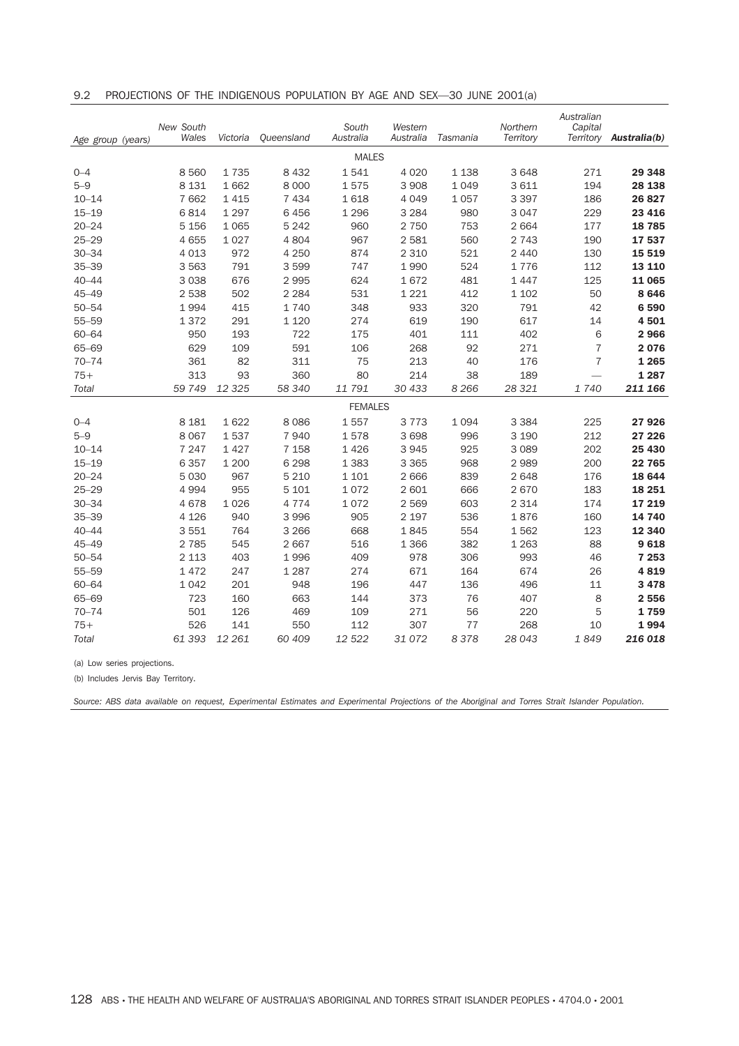9.2 PROJECTIONS OF THE INDIGENOUS POPULATION BY AGE AND SEX—30 JUNE 2001(a)

| Age group (years) | New South Wales | Victoria | Queensland | South Australia | Western Australia | Tasmania | Northern Territory | Australian Capital Territory | Australia(b) |
|---|---|---|---|---|---|---|---|---|---|
| | | | | MALES | | | | | |
| 0–4 | 8 560 | 1 735 | 8 432 | 1 541 | 4 020 | 1 138 | 3 648 | 271 | **29 348** |
| 5–9 | 8 131 | 1 662 | 8 000 | 1 575 | 3 908 | 1 049 | 3 611 | 194 | **28 138** |
| 10–14 | 7 662 | 1 415 | 7 434 | 1 618 | 4 049 | 1 057 | 3 397 | 186 | **26 827** |
| 15–19 | 6 814 | 1 297 | 6 456 | 1 296 | 3 284 | 980 | 3 047 | 229 | **23 416** |
| 20–24 | 5 156 | 1 065 | 5 242 | 960 | 2 750 | 753 | 2 664 | 177 | **18 785** |
| 25–29 | 4 655 | 1 027 | 4 804 | 967 | 2 581 | 560 | 2 743 | 190 | **17 537** |
| 30–34 | 4 013 | 972 | 4 250 | 874 | 2 310 | 521 | 2 440 | 130 | **15 519** |
| 35–39 | 3 563 | 791 | 3 599 | 747 | 1 990 | 524 | 1 776 | 112 | **13 110** |
| 40–44 | 3 038 | 676 | 2 995 | 624 | 1 672 | 481 | 1 447 | 125 | **11 065** |
| 45–49 | 2 538 | 502 | 2 284 | 531 | 1 221 | 412 | 1 102 | 50 | **8 646** |
| 50–54 | 1 994 | 415 | 1 740 | 348 | 933 | 320 | 791 | 42 | **6 590** |
| 55–59 | 1 372 | 291 | 1 120 | 274 | 619 | 190 | 617 | 14 | **4 501** |
| 60–64 | 950 | 193 | 722 | 175 | 401 | 111 | 402 | 6 | **2 966** |
| 65–69 | 629 | 109 | 591 | 106 | 268 | 92 | 271 | 7 | **2 076** |
| 70–74 | 361 | 82 | 311 | 75 | 213 | 40 | 176 | 7 | **1 265** |
| 75+ | 313 | 93 | 360 | 80 | 214 | 38 | 189 | — | **1 287** |
| *Total* | *59 749* | *12 325* | *58 340* | *11 791* | *30 433* | *8 266* | *28 321* | *1 740* | ***211 166*** |
| | | | | FEMALES | | | | | |
| 0–4 | 8 181 | 1 622 | 8 086 | 1 557 | 3 773 | 1 094 | 3 384 | 225 | **27 926** |
| 5–9 | 8 067 | 1 537 | 7 940 | 1 578 | 3 698 | 996 | 3 190 | 212 | **27 226** |
| 10–14 | 7 247 | 1 427 | 7 158 | 1 426 | 3 945 | 925 | 3 089 | 202 | **25 430** |
| 15–19 | 6 357 | 1 200 | 6 298 | 1 383 | 3 365 | 968 | 2 989 | 200 | **22 765** |
| 20–24 | 5 030 | 967 | 5 210 | 1 101 | 2 666 | 839 | 2 648 | 176 | **18 644** |
| 25–29 | 4 994 | 955 | 5 101 | 1 072 | 2 601 | 666 | 2 670 | 183 | **18 251** |
| 30–34 | 4 678 | 1 026 | 4 774 | 1 072 | 2 569 | 603 | 2 314 | 174 | **17 219** |
| 35–39 | 4 126 | 940 | 3 996 | 905 | 2 197 | 536 | 1 876 | 160 | **14 740** |
| 40–44 | 3 551 | 764 | 3 266 | 668 | 1 845 | 554 | 1 562 | 123 | **12 340** |
| 45–49 | 2 785 | 545 | 2 667 | 516 | 1 366 | 382 | 1 263 | 88 | **9 618** |
| 50–54 | 2 113 | 403 | 1 996 | 409 | 978 | 306 | 993 | 46 | **7 253** |
| 55–59 | 1 472 | 247 | 1 287 | 274 | 671 | 164 | 674 | 26 | **4 819** |
| 60–64 | 1 042 | 201 | 948 | 196 | 447 | 136 | 496 | 11 | **3 478** |
| 65–69 | 723 | 160 | 663 | 144 | 373 | 76 | 407 | 8 | **2 556** |
| 70–74 | 501 | 126 | 469 | 109 | 271 | 56 | 220 | 5 | **1 759** |
| 75+ | 526 | 141 | 550 | 112 | 307 | 77 | 268 | 10 | **1 994** |
| *Total* | *61 393* | *12 261* | *60 409* | *12 522* | *31 072* | *8 378* | *28 043* | *1 849* | ***216 018*** |

(a) Low series projections.

(b) Includes Jervis Bay Territory.

*Source: ABS data available on request, Experimental Estimates and Experimental Projections of the Aboriginal and Torres Strait Islander Population.*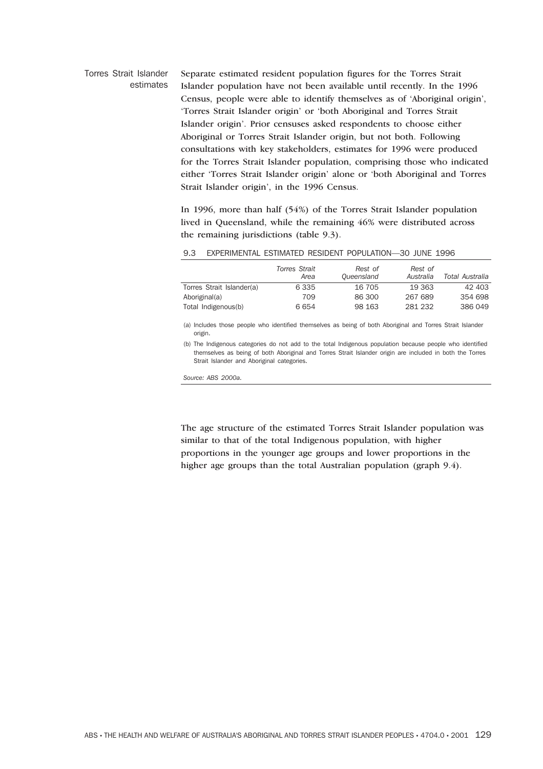### Torres Strait Islander estimates

Separate estimated resident population figures for the Torres Strait Islander population have not been available until recently. In the 1996 Census, people were able to identify themselves as of 'Aboriginal origin', 'Torres Strait Islander origin' or 'both Aboriginal and Torres Strait Islander origin'. Prior censuses asked respondents to choose either Aboriginal or Torres Strait Islander origin, but not both. Following consultations with key stakeholders, estimates for 1996 were produced for the Torres Strait Islander population, comprising those who indicated either 'Torres Strait Islander origin' alone or 'both Aboriginal and Torres Strait Islander origin', in the 1996 Census.

In 1996, more than half (54%) of the Torres Strait Islander population lived in Queensland, while the remaining 46% were distributed across the remaining jurisdictions (table 9.3).

9.3 EXPERIMENTAL ESTIMATED RESIDENT POPULATION—30 JUNE 1996

| | *Torres Strait Area* | *Rest of Queensland* | *Rest of Australia* | *Total Australia* |
|---|---|---|---|---|
| Torres Strait Islander(a) | 6 335 | 16 705 | 19 363 | 42 403 |
| Aboriginal(a) | 709 | 86 300 | 267 689 | 354 698 |
| Total Indigenous(b) | 6 654 | 98 163 | 281 232 | 386 049 |

(a) Includes those people who identified themselves as being of both Aboriginal and Torres Strait Islander origin.

(b) The Indigenous categories do not add to the total Indigenous population because people who identified themselves as being of both Aboriginal and Torres Strait Islander origin are included in both the Torres Strait Islander and Aboriginal categories.

*Source: ABS 2000a.*

The age structure of the estimated Torres Strait Islander population was similar to that of the total Indigenous population, with higher proportions in the younger age groups and lower proportions in the higher age groups than the total Australian population (graph 9.4).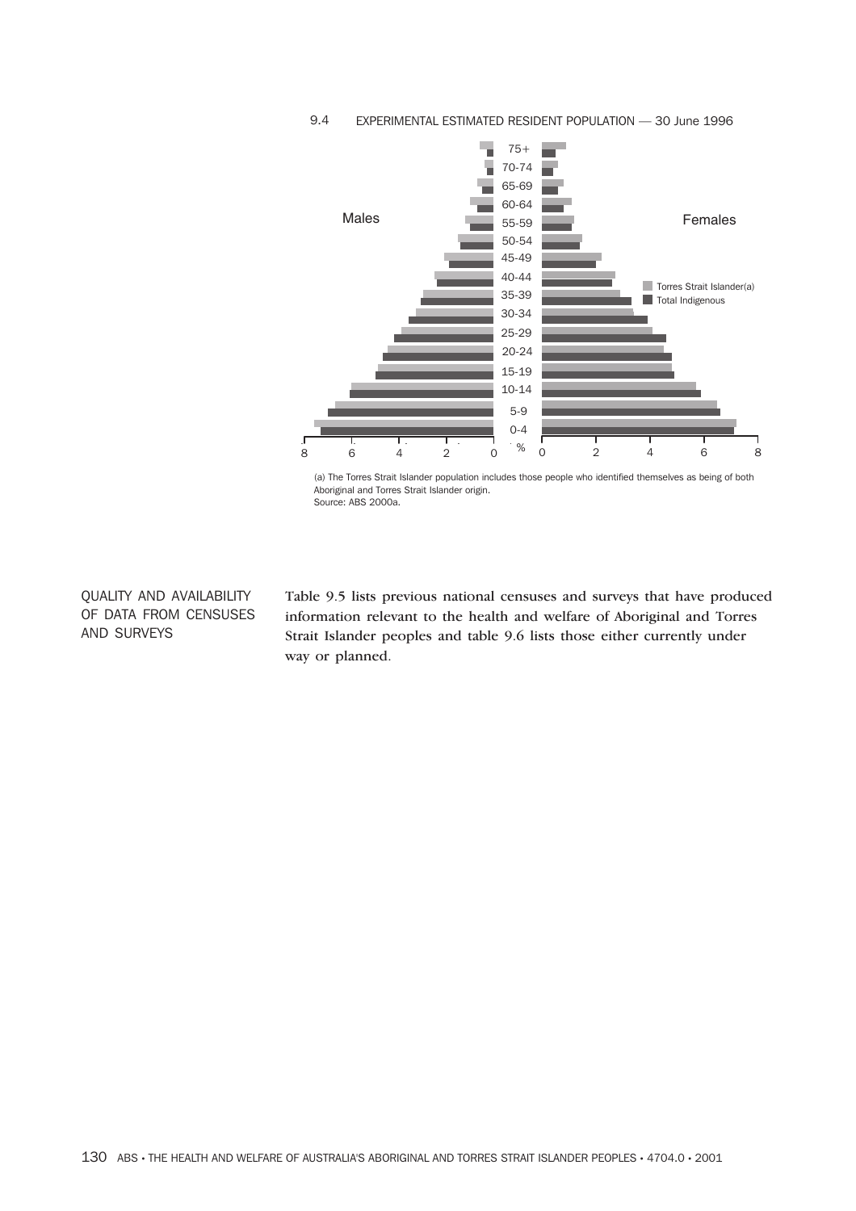9.4 EXPERIMENTAL ESTIMATED RESIDENT POPULATION — 30 June 1996

Males

Females

Torres Strait Islander(a)

Total Indigenous

(a) The Torres Strait Islander population includes those people who identified themselves as being of both Aboriginal and Torres Strait Islander origin.
Source: ABS 2000a.

## QUALITY AND AVAILABILITY OF DATA FROM CENSUSES AND SURVEYS

Table 9.5 lists previous national censuses and surveys that have produced information relevant to the health and welfare of Aboriginal and Torres Strait Islander peoples and table 9.6 lists those either currently under way or planned.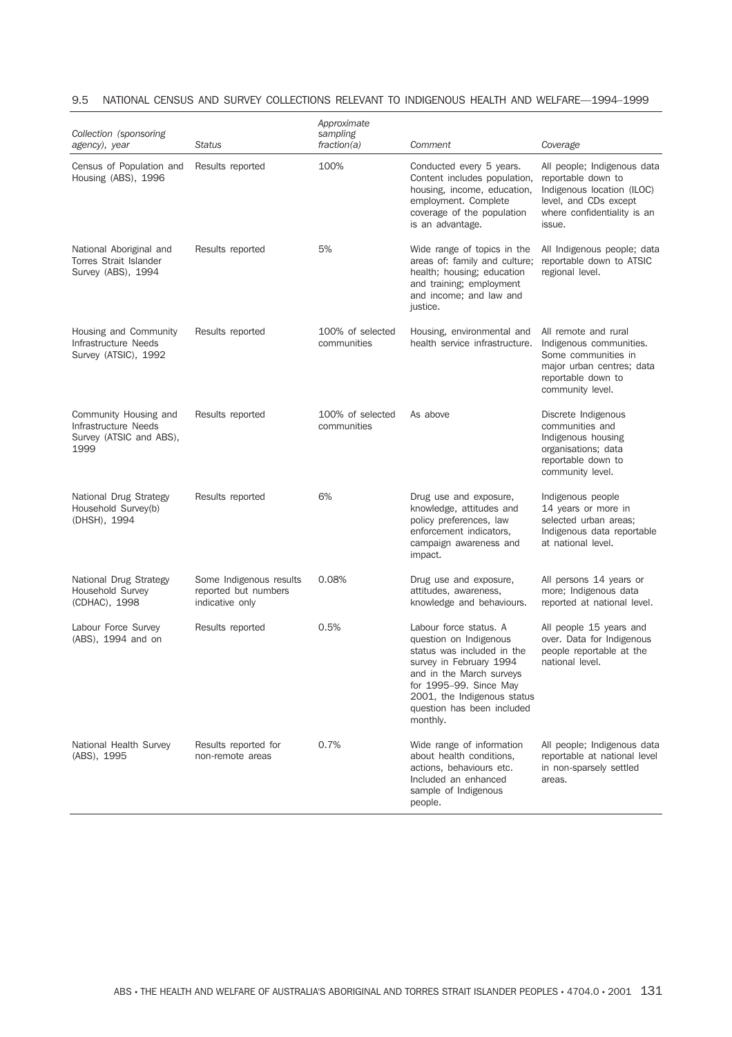## 9.5 NATIONAL CENSUS AND SURVEY COLLECTIONS RELEVANT TO INDIGENOUS HEALTH AND WELFARE—1994–1999

| *Collection (sponsoring agency), year* | *Status* | *Approximate sampling fraction(a)* | *Comment* | *Coverage* |
|---|---|---|---|---|
| Census of Population and Housing (ABS), 1996 | Results reported | 100% | Conducted every 5 years. Content includes population, housing, income, education, employment. Complete coverage of the population is an advantage. | All people; Indigenous data reportable down to Indigenous location (ILOC) level, and CDs except where confidentiality is an issue. |
| National Aboriginal and Torres Strait Islander Survey (ABS), 1994 | Results reported | 5% | Wide range of topics in the areas of: family and culture; health; housing; education and training; employment and income; and law and justice. | All Indigenous people; data reportable down to ATSIC regional level. |
| Housing and Community Infrastructure Needs Survey (ATSIC), 1992 | Results reported | 100% of selected communities | Housing, environmental and health service infrastructure. | All remote and rural Indigenous communities. Some communities in major urban centres; data reportable down to community level. |
| Community Housing and Infrastructure Needs Survey (ATSIC and ABS), 1999 | Results reported | 100% of selected communities | As above | Discrete Indigenous communities and Indigenous housing organisations; data reportable down to community level. |
| National Drug Strategy Household Survey(b) (DHSH), 1994 | Results reported | 6% | Drug use and exposure, knowledge, attitudes and policy preferences, law enforcement indicators, campaign awareness and impact. | Indigenous people 14 years or more in selected urban areas; Indigenous data reportable at national level. |
| National Drug Strategy Household Survey (CDHAC), 1998 | Some Indigenous results reported but numbers indicative only | 0.08% | Drug use and exposure, attitudes, awareness, knowledge and behaviours. | All persons 14 years or more; Indigenous data reported at national level. |
| Labour Force Survey (ABS), 1994 and on | Results reported | 0.5% | Labour force status. A question on Indigenous status was included in the survey in February 1994 and in the March surveys for 1995–99. Since May 2001, the Indigenous status question has been included monthly. | All people 15 years and over. Data for Indigenous people reportable at the national level. |
| National Health Survey (ABS), 1995 | Results reported for non-remote areas | 0.7% | Wide range of information about health conditions, actions, behaviours etc. Included an enhanced sample of Indigenous people. | All people; Indigenous data reportable at national level in non-sparsely settled areas. |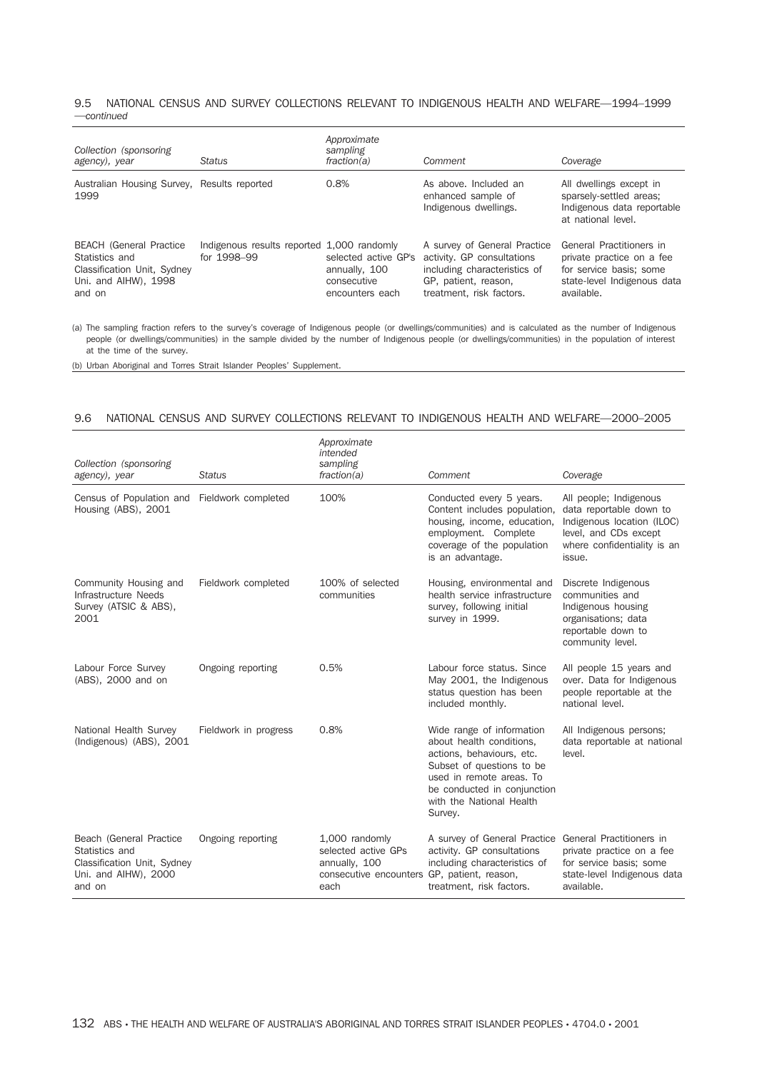9.5 NATIONAL CENSUS AND SURVEY COLLECTIONS RELEVANT TO INDIGENOUS HEALTH AND WELFARE—1994–1999 —*continued*

| *Collection (sponsoring agency), year* | *Status* | *Approximate sampling fraction(a)* | *Comment* | *Coverage* |
|---|---|---|---|---|
| Australian Housing Survey, 1999 | Results reported | 0.8% | As above. Included an enhanced sample of Indigenous dwellings. | All dwellings except in sparsely-settled areas; Indigenous data reportable at national level. |
| BEACH (General Practice Statistics and Classification Unit, Sydney Uni. and AIHW), 1998 and on | Indigenous results reported for 1998–99 | 1,000 randomly selected active GP's annually, 100 consecutive encounters each | A survey of General Practice activity. GP consultations including characteristics of GP, patient, reason, treatment, risk factors. | General Practitioners in private practice on a fee for service basis; some state-level Indigenous data available. |

(a) The sampling fraction refers to the survey's coverage of Indigenous people (or dwellings/communities) and is calculated as the number of Indigenous people (or dwellings/communities) in the sample divided by the number of Indigenous people (or dwellings/communities) in the population of interest at the time of the survey.

(b) Urban Aboriginal and Torres Strait Islander Peoples' Supplement.

9.6 NATIONAL CENSUS AND SURVEY COLLECTIONS RELEVANT TO INDIGENOUS HEALTH AND WELFARE—2000–2005

| *Collection (sponsoring agency), year* | *Status* | *Approximate intended sampling fraction(a)* | *Comment* | *Coverage* |
|---|---|---|---|---|
| Census of Population and Housing (ABS), 2001 | Fieldwork completed | 100% | Conducted every 5 years. Content includes population, housing, income, education, employment. Complete coverage of the population is an advantage. | All people; Indigenous data reportable down to Indigenous location (ILOC) level, and CDs except where confidentiality is an issue. |
| Community Housing and Infrastructure Needs Survey (ATSIC & ABS), 2001 | Fieldwork completed | 100% of selected communities | Housing, environmental and health service infrastructure survey, following initial survey in 1999. | Discrete Indigenous communities and Indigenous housing organisations; data reportable down to community level. |
| Labour Force Survey (ABS), 2000 and on | Ongoing reporting | 0.5% | Labour force status. Since May 2001, the Indigenous status question has been included monthly. | All people 15 years and over. Data for Indigenous people reportable at the national level. |
| National Health Survey (Indigenous) (ABS), 2001 | Fieldwork in progress | 0.8% | Wide range of information about health conditions, actions, behaviours, etc. Subset of questions to be used in remote areas. To be conducted in conjunction with the National Health Survey. | All Indigenous persons; data reportable at national level. |
| Beach (General Practice Statistics and Classification Unit, Sydney Uni. and AIHW), 2000 and on | Ongoing reporting | 1,000 randomly selected active GPs annually, 100 consecutive encounters each | A survey of General Practice activity. GP consultations including characteristics of GP, patient, reason, treatment, risk factors. | General Practitioners in private practice on a fee for service basis; some state-level Indigenous data available. |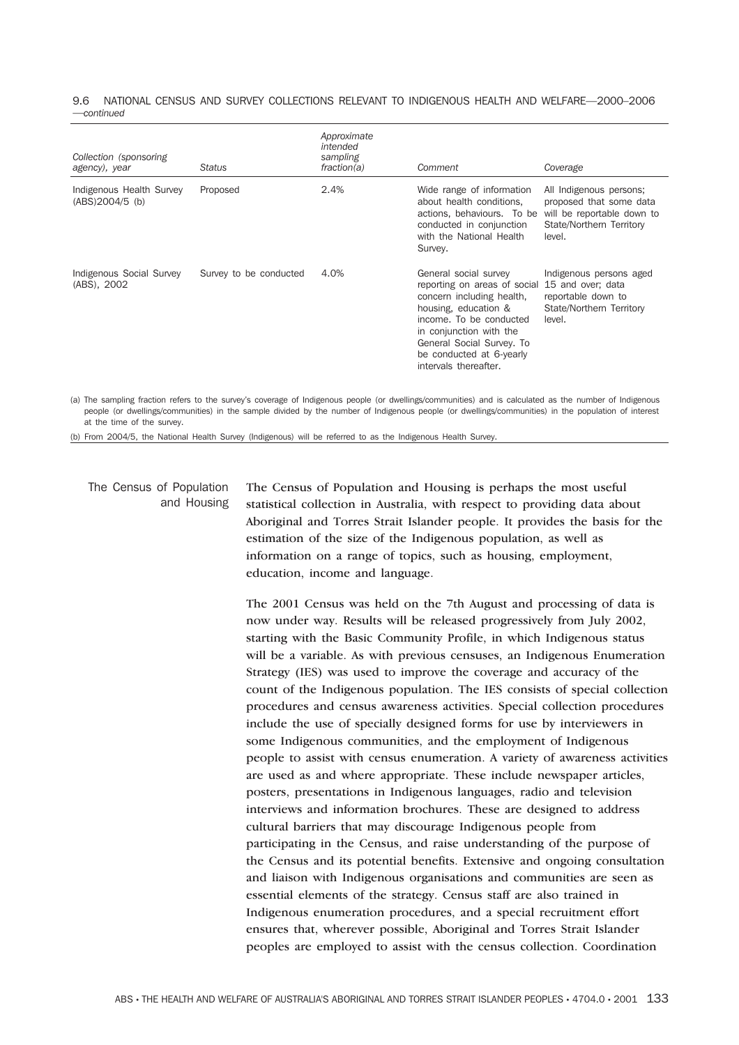9.6 NATIONAL CENSUS AND SURVEY COLLECTIONS RELEVANT TO INDIGENOUS HEALTH AND WELFARE—2000–2006 *—continued*

| *Collection (sponsoring agency), year* | *Status* | *Approximate intended sampling fraction(a)* | *Comment* | *Coverage* |
|---|---|---|---|---|
| Indigenous Health Survey (ABS)2004/5 (b) | Proposed | 2.4% | Wide range of information about health conditions, actions, behaviours. To be conducted in conjunction with the National Health Survey. | All Indigenous persons; proposed that some data will be reportable down to State/Northern Territory level. |
| Indigenous Social Survey (ABS), 2002 | Survey to be conducted | 4.0% | General social survey reporting on areas of social concern including health, housing, education & income. To be conducted in conjunction with the General Social Survey. To be conducted at 6-yearly intervals thereafter. | Indigenous persons aged 15 and over; data reportable down to State/Northern Territory level. |

(a) The sampling fraction refers to the survey's coverage of Indigenous people (or dwellings/communities) and is calculated as the number of Indigenous people (or dwellings/communities) in the sample divided by the number of Indigenous people (or dwellings/communities) in the population of interest at the time of the survey.

(b) From 2004/5, the National Health Survey (Indigenous) will be referred to as the Indigenous Health Survey.

## The Census of Population and Housing

The Census of Population and Housing is perhaps the most useful statistical collection in Australia, with respect to providing data about Aboriginal and Torres Strait Islander people. It provides the basis for the estimation of the size of the Indigenous population, as well as information on a range of topics, such as housing, employment, education, income and language.

The 2001 Census was held on the 7th August and processing of data is now under way. Results will be released progressively from July 2002, starting with the Basic Community Profile, in which Indigenous status will be a variable. As with previous censuses, an Indigenous Enumeration Strategy (IES) was used to improve the coverage and accuracy of the count of the Indigenous population. The IES consists of special collection procedures and census awareness activities. Special collection procedures include the use of specially designed forms for use by interviewers in some Indigenous communities, and the employment of Indigenous people to assist with census enumeration. A variety of awareness activities are used as and where appropriate. These include newspaper articles, posters, presentations in Indigenous languages, radio and television interviews and information brochures. These are designed to address cultural barriers that may discourage Indigenous people from participating in the Census, and raise understanding of the purpose of the Census and its potential benefits. Extensive and ongoing consultation and liaison with Indigenous organisations and communities are seen as essential elements of the strategy. Census staff are also trained in Indigenous enumeration procedures, and a special recruitment effort ensures that, wherever possible, Aboriginal and Torres Strait Islander peoples are employed to assist with the census collection. Coordination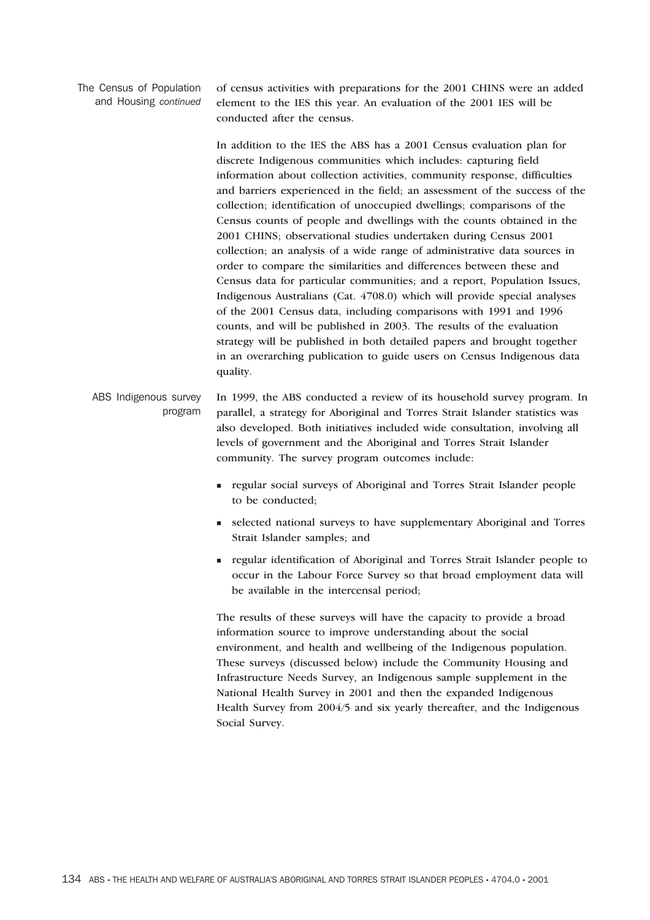## The Census of Population and Housing *continued*

of census activities with preparations for the 2001 CHINS were an added element to the IES this year. An evaluation of the 2001 IES will be conducted after the census.

In addition to the IES the ABS has a 2001 Census evaluation plan for discrete Indigenous communities which includes: capturing field information about collection activities, community response, difficulties and barriers experienced in the field; an assessment of the success of the collection; identification of unoccupied dwellings; comparisons of the Census counts of people and dwellings with the counts obtained in the 2001 CHINS; observational studies undertaken during Census 2001 collection; an analysis of a wide range of administrative data sources in order to compare the similarities and differences between these and Census data for particular communities; and a report, Population Issues, Indigenous Australians (Cat. 4708.0) which will provide special analyses of the 2001 Census data, including comparisons with 1991 and 1996 counts, and will be published in 2003. The results of the evaluation strategy will be published in both detailed papers and brought together in an overarching publication to guide users on Census Indigenous data quality.

## ABS Indigenous survey program

In 1999, the ABS conducted a review of its household survey program. In parallel, a strategy for Aboriginal and Torres Strait Islander statistics was also developed. Both initiatives included wide consultation, involving all levels of government and the Aboriginal and Torres Strait Islander community. The survey program outcomes include:

- regular social surveys of Aboriginal and Torres Strait Islander people to be conducted;
- selected national surveys to have supplementary Aboriginal and Torres Strait Islander samples; and
- regular identification of Aboriginal and Torres Strait Islander people to occur in the Labour Force Survey so that broad employment data will be available in the intercensal period;

The results of these surveys will have the capacity to provide a broad information source to improve understanding about the social environment, and health and wellbeing of the Indigenous population. These surveys (discussed below) include the Community Housing and Infrastructure Needs Survey, an Indigenous sample supplement in the National Health Survey in 2001 and then the expanded Indigenous Health Survey from 2004/5 and six yearly thereafter, and the Indigenous Social Survey.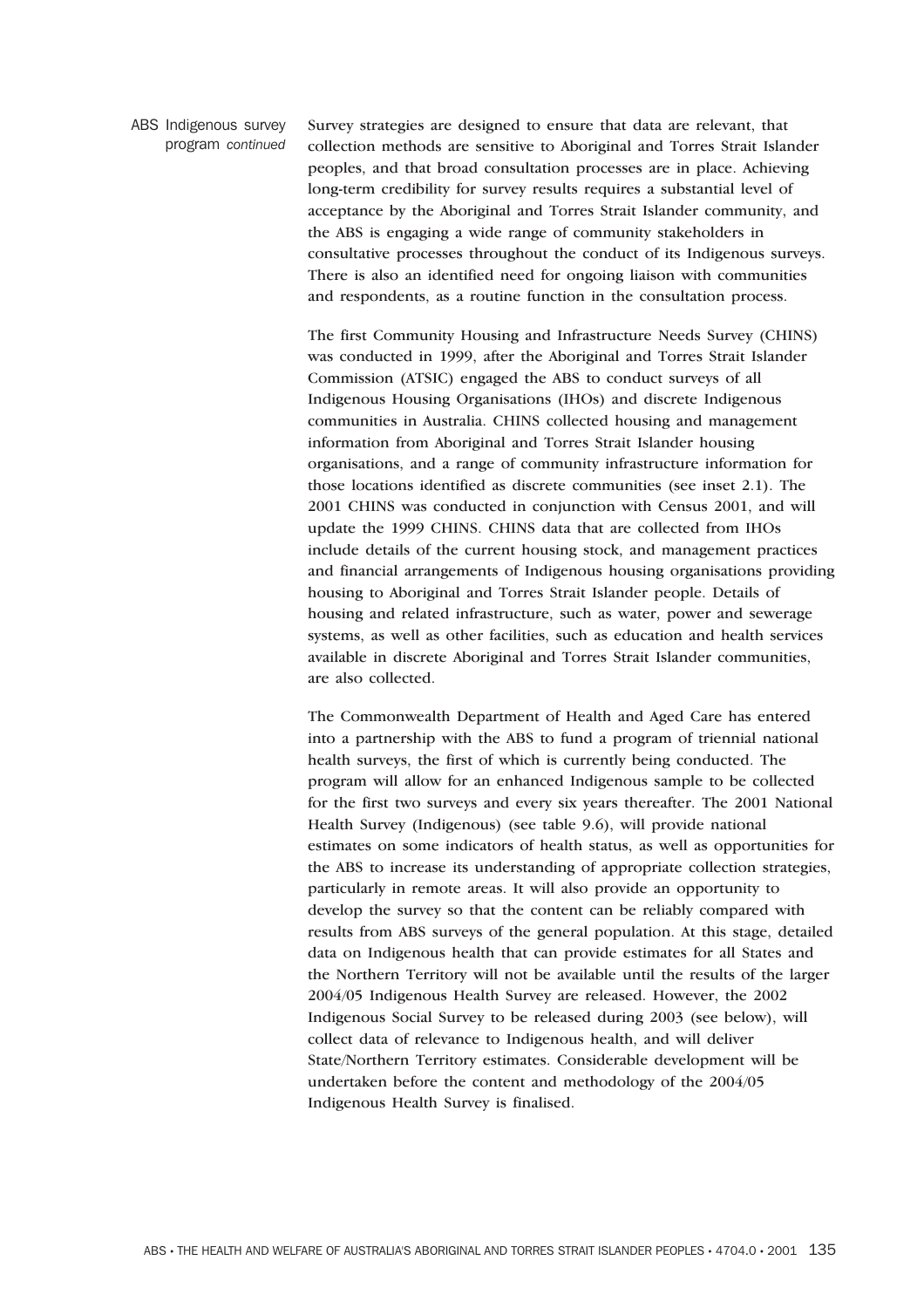ABS Indigenous survey program *continued*

Survey strategies are designed to ensure that data are relevant, that collection methods are sensitive to Aboriginal and Torres Strait Islander peoples, and that broad consultation processes are in place. Achieving long-term credibility for survey results requires a substantial level of acceptance by the Aboriginal and Torres Strait Islander community, and the ABS is engaging a wide range of community stakeholders in consultative processes throughout the conduct of its Indigenous surveys. There is also an identified need for ongoing liaison with communities and respondents, as a routine function in the consultation process.

The first Community Housing and Infrastructure Needs Survey (CHINS) was conducted in 1999, after the Aboriginal and Torres Strait Islander Commission (ATSIC) engaged the ABS to conduct surveys of all Indigenous Housing Organisations (IHOs) and discrete Indigenous communities in Australia. CHINS collected housing and management information from Aboriginal and Torres Strait Islander housing organisations, and a range of community infrastructure information for those locations identified as discrete communities (see inset 2.1). The 2001 CHINS was conducted in conjunction with Census 2001, and will update the 1999 CHINS. CHINS data that are collected from IHOs include details of the current housing stock, and management practices and financial arrangements of Indigenous housing organisations providing housing to Aboriginal and Torres Strait Islander people. Details of housing and related infrastructure, such as water, power and sewerage systems, as well as other facilities, such as education and health services available in discrete Aboriginal and Torres Strait Islander communities, are also collected.

The Commonwealth Department of Health and Aged Care has entered into a partnership with the ABS to fund a program of triennial national health surveys, the first of which is currently being conducted. The program will allow for an enhanced Indigenous sample to be collected for the first two surveys and every six years thereafter. The 2001 National Health Survey (Indigenous) (see table 9.6), will provide national estimates on some indicators of health status, as well as opportunities for the ABS to increase its understanding of appropriate collection strategies, particularly in remote areas. It will also provide an opportunity to develop the survey so that the content can be reliably compared with results from ABS surveys of the general population. At this stage, detailed data on Indigenous health that can provide estimates for all States and the Northern Territory will not be available until the results of the larger 2004/05 Indigenous Health Survey are released. However, the 2002 Indigenous Social Survey to be released during 2003 (see below), will collect data of relevance to Indigenous health, and will deliver State/Northern Territory estimates. Considerable development will be undertaken before the content and methodology of the 2004/05 Indigenous Health Survey is finalised.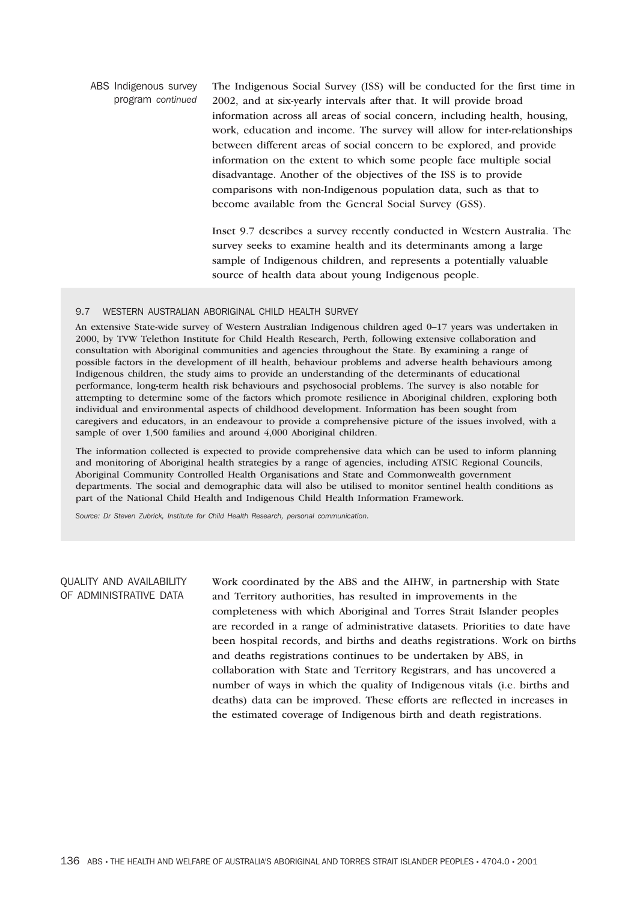ABS Indigenous survey program *continued*

The Indigenous Social Survey (ISS) will be conducted for the first time in 2002, and at six-yearly intervals after that. It will provide broad information across all areas of social concern, including health, housing, work, education and income. The survey will allow for inter-relationships between different areas of social concern to be explored, and provide information on the extent to which some people face multiple social disadvantage. Another of the objectives of the ISS is to provide comparisons with non-Indigenous population data, such as that to become available from the General Social Survey (GSS).

Inset 9.7 describes a survey recently conducted in Western Australia. The survey seeks to examine health and its determinants among a large sample of Indigenous children, and represents a potentially valuable source of health data about young Indigenous people.

### 9.7 WESTERN AUSTRALIAN ABORIGINAL CHILD HEALTH SURVEY

An extensive State-wide survey of Western Australian Indigenous children aged 0–17 years was undertaken in 2000, by TVW Telethon Institute for Child Health Research, Perth, following extensive collaboration and consultation with Aboriginal communities and agencies throughout the State. By examining a range of possible factors in the development of ill health, behaviour problems and adverse health behaviours among Indigenous children, the study aims to provide an understanding of the determinants of educational performance, long-term health risk behaviours and psychosocial problems. The survey is also notable for attempting to determine some of the factors which promote resilience in Aboriginal children, exploring both individual and environmental aspects of childhood development. Information has been sought from caregivers and educators, in an endeavour to provide a comprehensive picture of the issues involved, with a sample of over 1,500 families and around 4,000 Aboriginal children.

The information collected is expected to provide comprehensive data which can be used to inform planning and monitoring of Aboriginal health strategies by a range of agencies, including ATSIC Regional Councils, Aboriginal Community Controlled Health Organisations and State and Commonwealth government departments. The social and demographic data will also be utilised to monitor sentinel health conditions as part of the National Child Health and Indigenous Child Health Information Framework.

*Source: Dr Steven Zubrick, Institute for Child Health Research, personal communication.*

## QUALITY AND AVAILABILITY OF ADMINISTRATIVE DATA

Work coordinated by the ABS and the AIHW, in partnership with State and Territory authorities, has resulted in improvements in the completeness with which Aboriginal and Torres Strait Islander peoples are recorded in a range of administrative datasets. Priorities to date have been hospital records, and births and deaths registrations. Work on births and deaths registrations continues to be undertaken by ABS, in collaboration with State and Territory Registrars, and has uncovered a number of ways in which the quality of Indigenous vitals (i.e. births and deaths) data can be improved. These efforts are reflected in increases in the estimated coverage of Indigenous birth and death registrations.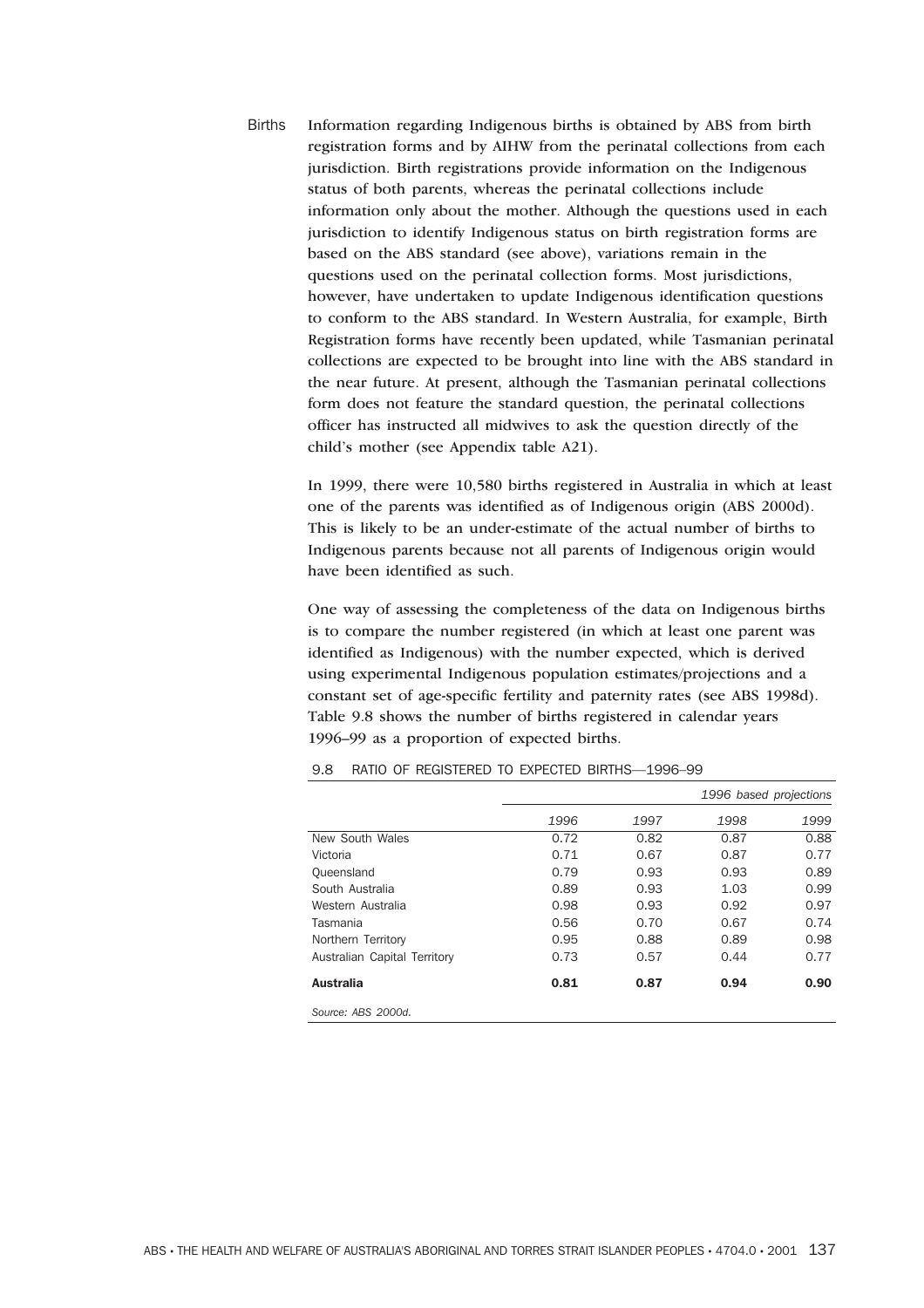Births

Information regarding Indigenous births is obtained by ABS from birth registration forms and by AIHW from the perinatal collections from each jurisdiction. Birth registrations provide information on the Indigenous status of both parents, whereas the perinatal collections include information only about the mother. Although the questions used in each jurisdiction to identify Indigenous status on birth registration forms are based on the ABS standard (see above), variations remain in the questions used on the perinatal collection forms. Most jurisdictions, however, have undertaken to update Indigenous identification questions to conform to the ABS standard. In Western Australia, for example, Birth Registration forms have recently been updated, while Tasmanian perinatal collections are expected to be brought into line with the ABS standard in the near future. At present, although the Tasmanian perinatal collections form does not feature the standard question, the perinatal collections officer has instructed all midwives to ask the question directly of the child's mother (see Appendix table A21).

In 1999, there were 10,580 births registered in Australia in which at least one of the parents was identified as of Indigenous origin (ABS 2000d). This is likely to be an under-estimate of the actual number of births to Indigenous parents because not all parents of Indigenous origin would have been identified as such.

One way of assessing the completeness of the data on Indigenous births is to compare the number registered (in which at least one parent was identified as Indigenous) with the number expected, which is derived using experimental Indigenous population estimates/projections and a constant set of age-specific fertility and paternity rates (see ABS 1998d). Table 9.8 shows the number of births registered in calendar years 1996–99 as a proportion of expected births.

9.8 RATIO OF REGISTERED TO EXPECTED BIRTHS—1996–99

| | | | *1996 based projections* | |
|---|---|---|---|---|
| | *1996* | *1997* | *1998* | *1999* |
| New South Wales | 0.72 | 0.82 | 0.87 | 0.88 |
| Victoria | 0.71 | 0.67 | 0.87 | 0.77 |
| Queensland | 0.79 | 0.93 | 0.93 | 0.89 |
| South Australia | 0.89 | 0.93 | 1.03 | 0.99 |
| Western Australia | 0.98 | 0.93 | 0.92 | 0.97 |
| Tasmania | 0.56 | 0.70 | 0.67 | 0.74 |
| Northern Territory | 0.95 | 0.88 | 0.89 | 0.98 |
| Australian Capital Territory | 0.73 | 0.57 | 0.44 | 0.77 |
| **Australia** | **0.81** | **0.87** | **0.94** | **0.90** |

*Source: ABS 2000d.*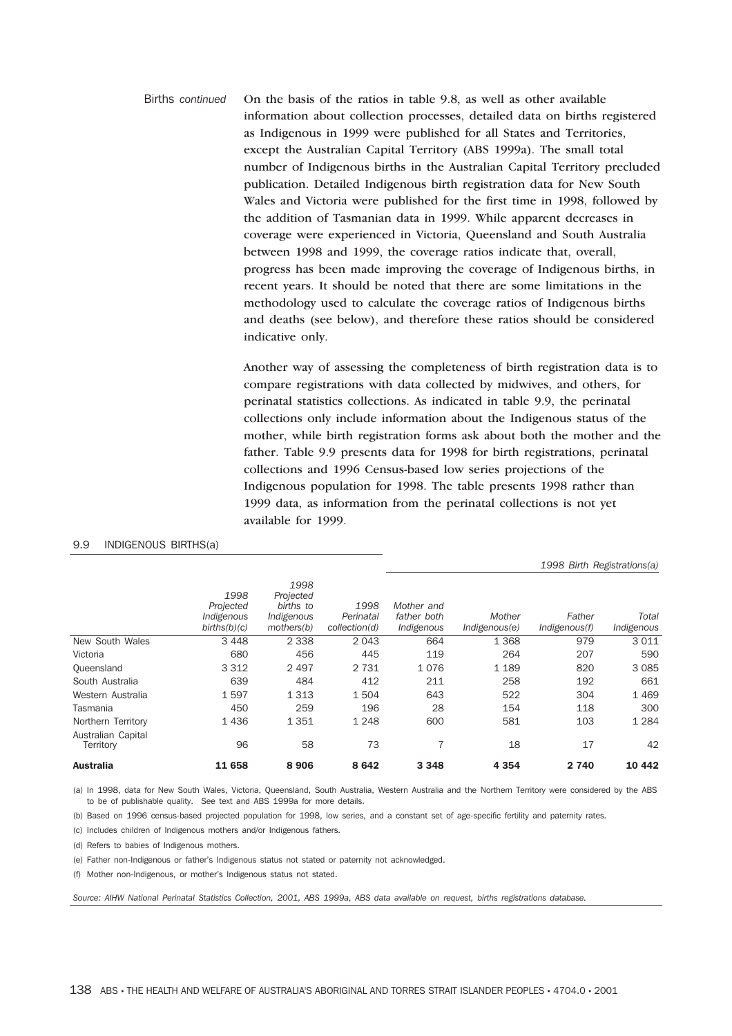Births *continued*

On the basis of the ratios in table 9.8, as well as other available information about collection processes, detailed data on births registered as Indigenous in 1999 were published for all States and Territories, except the Australian Capital Territory (ABS 1999a). The small total number of Indigenous births in the Australian Capital Territory precluded publication. Detailed Indigenous birth registration data for New South Wales and Victoria were published for the first time in 1998, followed by the addition of Tasmanian data in 1999. While apparent decreases in coverage were experienced in Victoria, Queensland and South Australia between 1998 and 1999, the coverage ratios indicate that, overall, progress has been made improving the coverage of Indigenous births, in recent years. It should be noted that there are some limitations in the methodology used to calculate the coverage ratios of Indigenous births and deaths (see below), and therefore these ratios should be considered indicative only.

Another way of assessing the completeness of birth registration data is to compare registrations with data collected by midwives, and others, for perinatal statistics collections. As indicated in table 9.9, the perinatal collections only include information about the Indigenous status of the mother, while birth registration forms ask about both the mother and the father. Table 9.9 presents data for 1998 for birth registrations, perinatal collections and 1996 Census-based low series projections of the Indigenous population for 1998. The table presents 1998 rather than 1999 data, as information from the perinatal collections is not yet available for 1999.

9.9 INDIGENOUS BIRTHS(a)

| | | | | *1998 Birth Registrations(a)* | | | |
|---|---|---|---|---|---|---|---|
| | *1998 Projected Indigenous births(b)(c)* | *1998 Projected births to Indigenous mothers(b)* | *1998 Perinatal collection(d)* | *Mother and father both Indigenous* | *Mother Indigenous(e)* | *Father Indigenous(f)* | *Total Indigenous* |
| New South Wales | 3 448 | 2 338 | 2 043 | 664 | 1 368 | 979 | 3 011 |
| Victoria | 680 | 456 | 445 | 119 | 264 | 207 | 590 |
| Queensland | 3 312 | 2 497 | 2 731 | 1 076 | 1 189 | 820 | 3 085 |
| South Australia | 639 | 484 | 412 | 211 | 258 | 192 | 661 |
| Western Australia | 1 597 | 1 313 | 1 504 | 643 | 522 | 304 | 1 469 |
| Tasmania | 450 | 259 | 196 | 28 | 154 | 118 | 300 |
| Northern Territory | 1 436 | 1 351 | 1 248 | 600 | 581 | 103 | 1 284 |
| Australian Capital Territory | 96 | 58 | 73 | 7 | 18 | 17 | 42 |
| **Australia** | **11 658** | **8 906** | **8 642** | **3 348** | **4 354** | **2 740** | **10 442** |

(a) In 1998, data for New South Wales, Victoria, Queensland, South Australia, Western Australia and the Northern Territory were considered by the ABS to be of publishable quality. See text and ABS 1999a for more details.

(b) Based on 1996 census-based projected population for 1998, low series, and a constant set of age-specific fertility and paternity rates.

(c) Includes children of Indigenous mothers and/or Indigenous fathers.

(d) Refers to babies of Indigenous mothers.

(e) Father non-Indigenous or father's Indigenous status not stated or paternity not acknowledged.

(f) Mother non-Indigenous, or mother's Indigenous status not stated.

*Source: AIHW National Perinatal Statistics Collection, 2001, ABS 1999a, ABS data available on request, births registrations database.*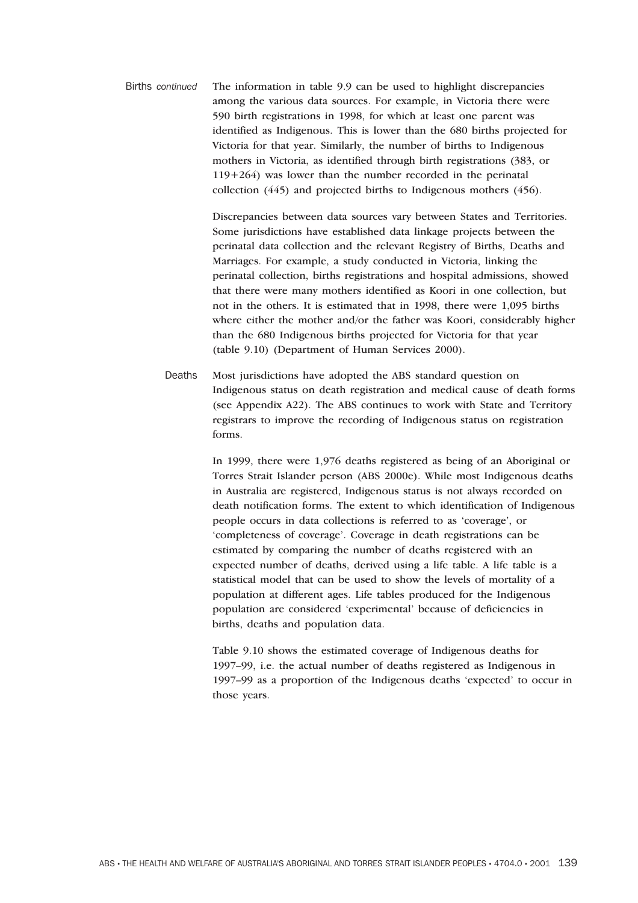**Births** *continued*

The information in table 9.9 can be used to highlight discrepancies among the various data sources. For example, in Victoria there were 590 birth registrations in 1998, for which at least one parent was identified as Indigenous. This is lower than the 680 births projected for Victoria for that year. Similarly, the number of births to Indigenous mothers in Victoria, as identified through birth registrations (383, or 119+264) was lower than the number recorded in the perinatal collection (445) and projected births to Indigenous mothers (456).

Discrepancies between data sources vary between States and Territories. Some jurisdictions have established data linkage projects between the perinatal data collection and the relevant Registry of Births, Deaths and Marriages. For example, a study conducted in Victoria, linking the perinatal collection, births registrations and hospital admissions, showed that there were many mothers identified as Koori in one collection, but not in the others. It is estimated that in 1998, there were 1,095 births where either the mother and/or the father was Koori, considerably higher than the 680 Indigenous births projected for Victoria for that year (table 9.10) (Department of Human Services 2000).

**Deaths**

Most jurisdictions have adopted the ABS standard question on Indigenous status on death registration and medical cause of death forms (see Appendix A22). The ABS continues to work with State and Territory registrars to improve the recording of Indigenous status on registration forms.

In 1999, there were 1,976 deaths registered as being of an Aboriginal or Torres Strait Islander person (ABS 2000e). While most Indigenous deaths in Australia are registered, Indigenous status is not always recorded on death notification forms. The extent to which identification of Indigenous people occurs in data collections is referred to as 'coverage', or 'completeness of coverage'. Coverage in death registrations can be estimated by comparing the number of deaths registered with an expected number of deaths, derived using a life table. A life table is a statistical model that can be used to show the levels of mortality of a population at different ages. Life tables produced for the Indigenous population are considered 'experimental' because of deficiencies in births, deaths and population data.

Table 9.10 shows the estimated coverage of Indigenous deaths for 1997–99, i.e. the actual number of deaths registered as Indigenous in 1997–99 as a proportion of the Indigenous deaths 'expected' to occur in those years.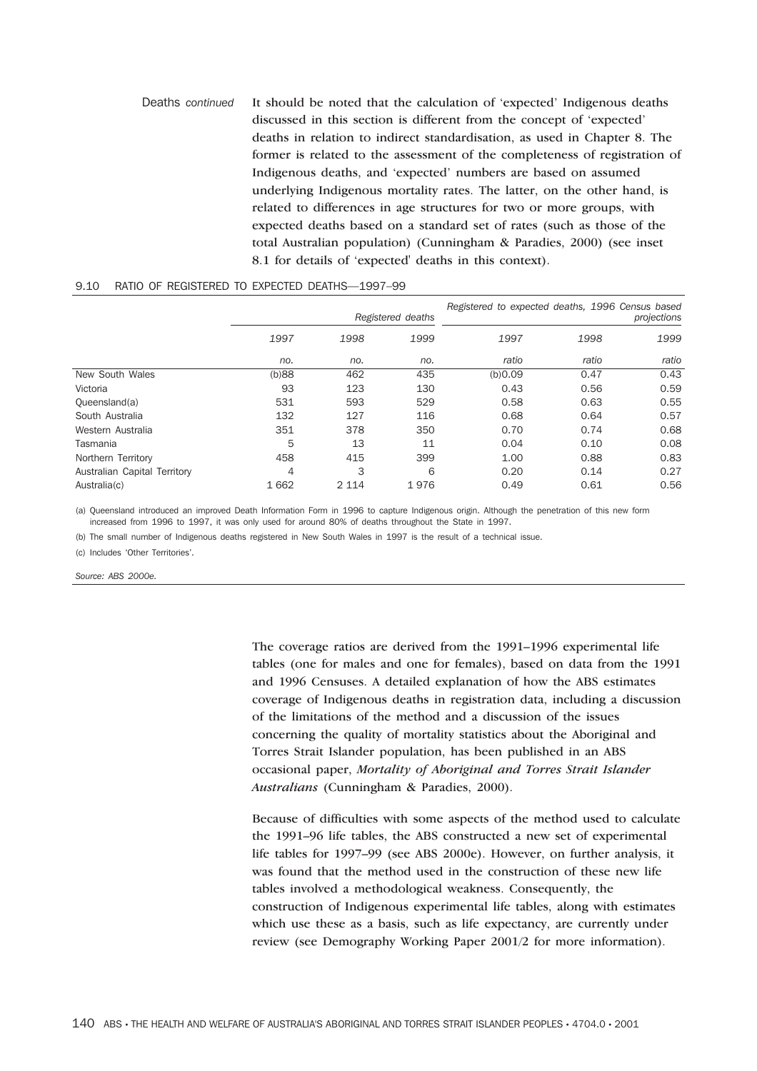Deaths *continued*

It should be noted that the calculation of 'expected' Indigenous deaths discussed in this section is different from the concept of 'expected' deaths in relation to indirect standardisation, as used in Chapter 8. The former is related to the assessment of the completeness of registration of Indigenous deaths, and 'expected' numbers are based on assumed underlying Indigenous mortality rates. The latter, on the other hand, is related to differences in age structures for two or more groups, with expected deaths based on a standard set of rates (such as those of the total Australian population) (Cunningham & Paradies, 2000) (see inset 8.1 for details of 'expected' deaths in this context).

9.10 RATIO OF REGISTERED TO EXPECTED DEATHS—1997–99

| | Registered deaths | | | Registered to expected deaths, 1996 Census based projections | | |
|---|---|---|---|---|---|---|
| | 1997 | 1998 | 1999 | 1997 | 1998 | 1999 |
| | no. | no. | no. | ratio | ratio | ratio |
| New South Wales | (b)88 | 462 | 435 | (b)0.09 | 0.47 | 0.43 |
| Victoria | 93 | 123 | 130 | 0.43 | 0.56 | 0.59 |
| Queensland(a) | 531 | 593 | 529 | 0.58 | 0.63 | 0.55 |
| South Australia | 132 | 127 | 116 | 0.68 | 0.64 | 0.57 |
| Western Australia | 351 | 378 | 350 | 0.70 | 0.74 | 0.68 |
| Tasmania | 5 | 13 | 11 | 0.04 | 0.10 | 0.08 |
| Northern Territory | 458 | 415 | 399 | 1.00 | 0.88 | 0.83 |
| Australian Capital Territory | 4 | 3 | 6 | 0.20 | 0.14 | 0.27 |
| Australia(c) | 1 662 | 2 114 | 1 976 | 0.49 | 0.61 | 0.56 |

(a) Queensland introduced an improved Death Information Form in 1996 to capture Indigenous origin. Although the penetration of this new form increased from 1996 to 1997, it was only used for around 80% of deaths throughout the State in 1997.

(b) The small number of Indigenous deaths registered in New South Wales in 1997 is the result of a technical issue.

(c) Includes 'Other Territories'.

*Source: ABS 2000e.*

The coverage ratios are derived from the 1991–1996 experimental life tables (one for males and one for females), based on data from the 1991 and 1996 Censuses. A detailed explanation of how the ABS estimates coverage of Indigenous deaths in registration data, including a discussion of the limitations of the method and a discussion of the issues concerning the quality of mortality statistics about the Aboriginal and Torres Strait Islander population, has been published in an ABS occasional paper, ***Mortality of Aboriginal and Torres Strait Islander Australians*** (Cunningham & Paradies, 2000).

Because of difficulties with some aspects of the method used to calculate the 1991–96 life tables, the ABS constructed a new set of experimental life tables for 1997–99 (see ABS 2000e). However, on further analysis, it was found that the method used in the construction of these new life tables involved a methodological weakness. Consequently, the construction of Indigenous experimental life tables, along with estimates which use these as a basis, such as life expectancy, are currently under review (see Demography Working Paper 2001/2 for more information).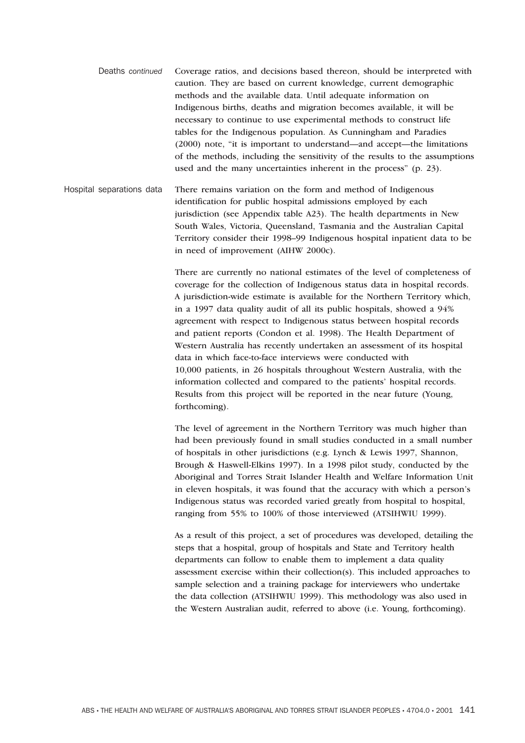**Deaths** *continued*

Coverage ratios, and decisions based thereon, should be interpreted with caution. They are based on current knowledge, current demographic methods and the available data. Until adequate information on Indigenous births, deaths and migration becomes available, it will be necessary to continue to use experimental methods to construct life tables for the Indigenous population. As Cunningham and Paradies (2000) note, "it is important to understand—and accept—the limitations of the methods, including the sensitivity of the results to the assumptions used and the many uncertainties inherent in the process" (p. 23).

**Hospital separations data**

There remains variation on the form and method of Indigenous identification for public hospital admissions employed by each jurisdiction (see Appendix table A23). The health departments in New South Wales, Victoria, Queensland, Tasmania and the Australian Capital Territory consider their 1998–99 Indigenous hospital inpatient data to be in need of improvement (AIHW 2000c).

There are currently no national estimates of the level of completeness of coverage for the collection of Indigenous status data in hospital records. A jurisdiction-wide estimate is available for the Northern Territory which, in a 1997 data quality audit of all its public hospitals, showed a 94% agreement with respect to Indigenous status between hospital records and patient reports (Condon et al. 1998). The Health Department of Western Australia has recently undertaken an assessment of its hospital data in which face-to-face interviews were conducted with 10,000 patients, in 26 hospitals throughout Western Australia, with the information collected and compared to the patients' hospital records. Results from this project will be reported in the near future (Young, forthcoming).

The level of agreement in the Northern Territory was much higher than had been previously found in small studies conducted in a small number of hospitals in other jurisdictions (e.g. Lynch & Lewis 1997, Shannon, Brough & Haswell-Elkins 1997). In a 1998 pilot study, conducted by the Aboriginal and Torres Strait Islander Health and Welfare Information Unit in eleven hospitals, it was found that the accuracy with which a person's Indigenous status was recorded varied greatly from hospital to hospital, ranging from 55% to 100% of those interviewed (ATSIHWIU 1999).

As a result of this project, a set of procedures was developed, detailing the steps that a hospital, group of hospitals and State and Territory health departments can follow to enable them to implement a data quality assessment exercise within their collection(s). This included approaches to sample selection and a training package for interviewers who undertake the data collection (ATSIHWIU 1999). This methodology was also used in the Western Australian audit, referred to above (i.e. Young, forthcoming).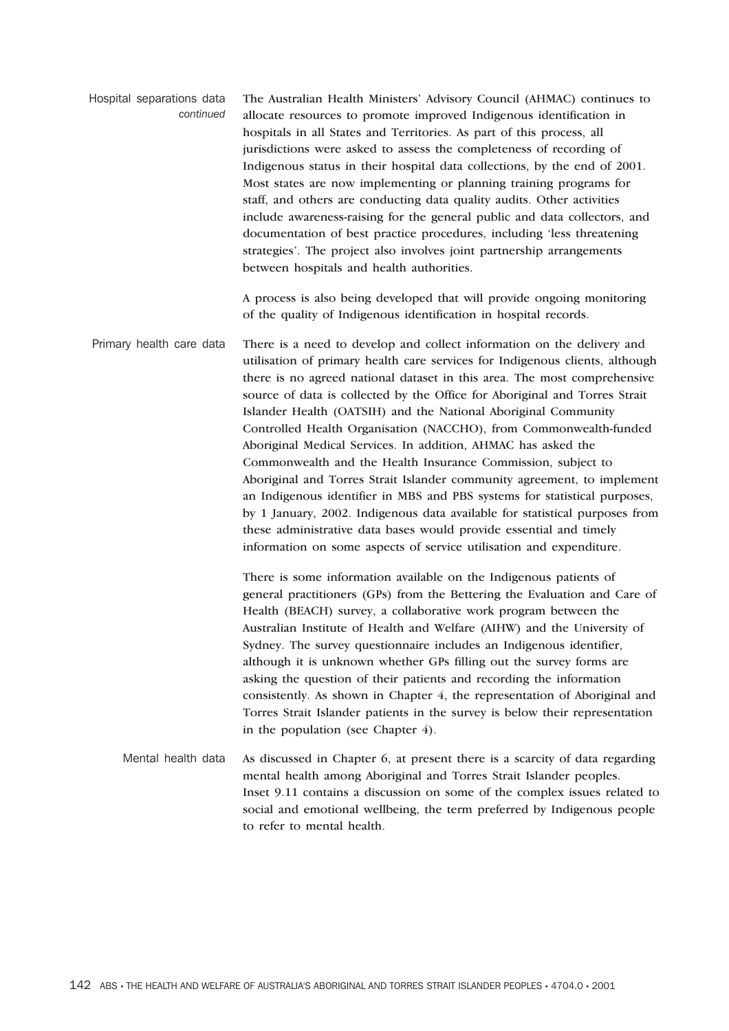#### Hospital separations data *continued*

The Australian Health Ministers' Advisory Council (AHMAC) continues to allocate resources to promote improved Indigenous identification in hospitals in all States and Territories. As part of this process, all jurisdictions were asked to assess the completeness of recording of Indigenous status in their hospital data collections, by the end of 2001. Most states are now implementing or planning training programs for staff, and others are conducting data quality audits. Other activities include awareness-raising for the general public and data collectors, and documentation of best practice procedures, including 'less threatening strategies'. The project also involves joint partnership arrangements between hospitals and health authorities.

A process is also being developed that will provide ongoing monitoring of the quality of Indigenous identification in hospital records.

#### Primary health care data

There is a need to develop and collect information on the delivery and utilisation of primary health care services for Indigenous clients, although there is no agreed national dataset in this area. The most comprehensive source of data is collected by the Office for Aboriginal and Torres Strait Islander Health (OATSIH) and the National Aboriginal Community Controlled Health Organisation (NACCHO), from Commonwealth-funded Aboriginal Medical Services. In addition, AHMAC has asked the Commonwealth and the Health Insurance Commission, subject to Aboriginal and Torres Strait Islander community agreement, to implement an Indigenous identifier in MBS and PBS systems for statistical purposes, by 1 January, 2002. Indigenous data available for statistical purposes from these administrative data bases would provide essential and timely information on some aspects of service utilisation and expenditure.

There is some information available on the Indigenous patients of general practitioners (GPs) from the Bettering the Evaluation and Care of Health (BEACH) survey, a collaborative work program between the Australian Institute of Health and Welfare (AIHW) and the University of Sydney. The survey questionnaire includes an Indigenous identifier, although it is unknown whether GPs filling out the survey forms are asking the question of their patients and recording the information consistently. As shown in Chapter 4, the representation of Aboriginal and Torres Strait Islander patients in the survey is below their representation in the population (see Chapter 4).

#### Mental health data

As discussed in Chapter 6, at present there is a scarcity of data regarding mental health among Aboriginal and Torres Strait Islander peoples. Inset 9.11 contains a discussion on some of the complex issues related to social and emotional wellbeing, the term preferred by Indigenous people to refer to mental health.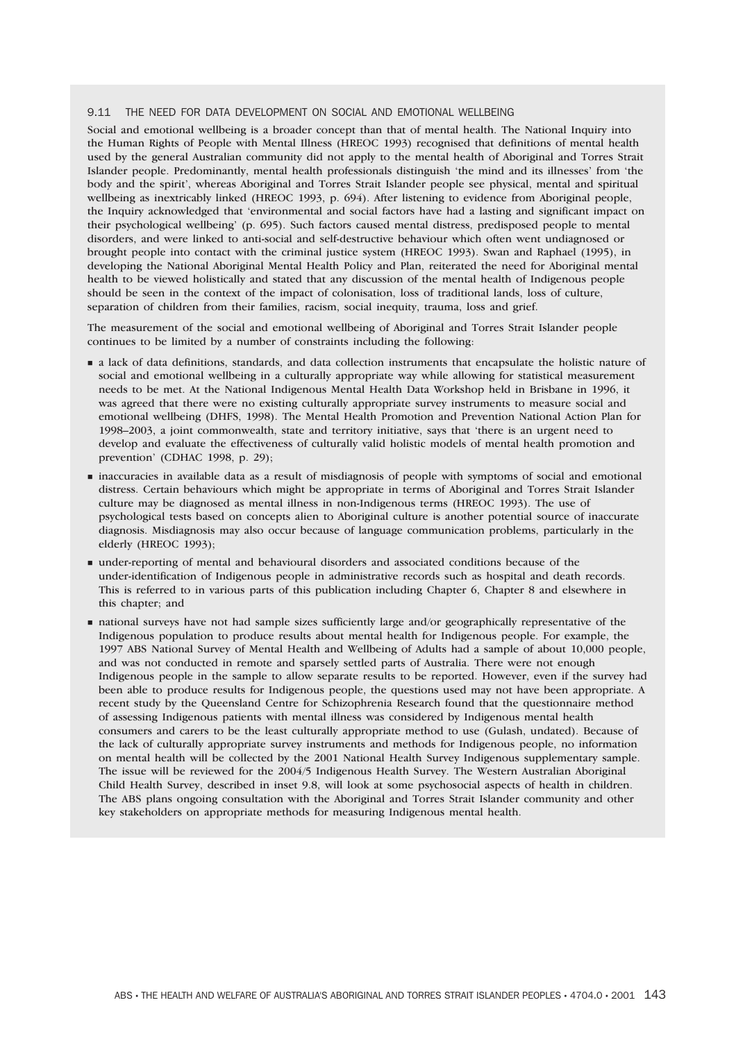### 9.11 THE NEED FOR DATA DEVELOPMENT ON SOCIAL AND EMOTIONAL WELLBEING

Social and emotional wellbeing is a broader concept than that of mental health. The National Inquiry into the Human Rights of People with Mental Illness (HREOC 1993) recognised that definitions of mental health used by the general Australian community did not apply to the mental health of Aboriginal and Torres Strait Islander people. Predominantly, mental health professionals distinguish 'the mind and its illnesses' from 'the body and the spirit', whereas Aboriginal and Torres Strait Islander people see physical, mental and spiritual wellbeing as inextricably linked (HREOC 1993, p. 694). After listening to evidence from Aboriginal people, the Inquiry acknowledged that 'environmental and social factors have had a lasting and significant impact on their psychological wellbeing' (p. 695). Such factors caused mental distress, predisposed people to mental disorders, and were linked to anti-social and self-destructive behaviour which often went undiagnosed or brought people into contact with the criminal justice system (HREOC 1993). Swan and Raphael (1995), in developing the National Aboriginal Mental Health Policy and Plan, reiterated the need for Aboriginal mental health to be viewed holistically and stated that any discussion of the mental health of Indigenous people should be seen in the context of the impact of colonisation, loss of traditional lands, loss of culture, separation of children from their families, racism, social inequity, trauma, loss and grief.

The measurement of the social and emotional wellbeing of Aboriginal and Torres Strait Islander people continues to be limited by a number of constraints including the following:

- a lack of data definitions, standards, and data collection instruments that encapsulate the holistic nature of social and emotional wellbeing in a culturally appropriate way while allowing for statistical measurement needs to be met. At the National Indigenous Mental Health Data Workshop held in Brisbane in 1996, it was agreed that there were no existing culturally appropriate survey instruments to measure social and emotional wellbeing (DHFS, 1998). The Mental Health Promotion and Prevention National Action Plan for 1998–2003, a joint commonwealth, state and territory initiative, says that 'there is an urgent need to develop and evaluate the effectiveness of culturally valid holistic models of mental health promotion and prevention' (CDHAC 1998, p. 29);
- inaccuracies in available data as a result of misdiagnosis of people with symptoms of social and emotional distress. Certain behaviours which might be appropriate in terms of Aboriginal and Torres Strait Islander culture may be diagnosed as mental illness in non-Indigenous terms (HREOC 1993). The use of psychological tests based on concepts alien to Aboriginal culture is another potential source of inaccurate diagnosis. Misdiagnosis may also occur because of language communication problems, particularly in the elderly (HREOC 1993);
- under-reporting of mental and behavioural disorders and associated conditions because of the under-identification of Indigenous people in administrative records such as hospital and death records. This is referred to in various parts of this publication including Chapter 6, Chapter 8 and elsewhere in this chapter; and
- national surveys have not had sample sizes sufficiently large and/or geographically representative of the Indigenous population to produce results about mental health for Indigenous people. For example, the 1997 ABS National Survey of Mental Health and Wellbeing of Adults had a sample of about 10,000 people, and was not conducted in remote and sparsely settled parts of Australia. There were not enough Indigenous people in the sample to allow separate results to be reported. However, even if the survey had been able to produce results for Indigenous people, the questions used may not have been appropriate. A recent study by the Queensland Centre for Schizophrenia Research found that the questionnaire method of assessing Indigenous patients with mental illness was considered by Indigenous mental health consumers and carers to be the least culturally appropriate method to use (Gulash, undated). Because of the lack of culturally appropriate survey instruments and methods for Indigenous people, no information on mental health will be collected by the 2001 National Health Survey Indigenous supplementary sample. The issue will be reviewed for the 2004/5 Indigenous Health Survey. The Western Australian Aboriginal Child Health Survey, described in inset 9.8, will look at some psychosocial aspects of health in children. The ABS plans ongoing consultation with the Aboriginal and Torres Strait Islander community and other key stakeholders on appropriate methods for measuring Indigenous mental health.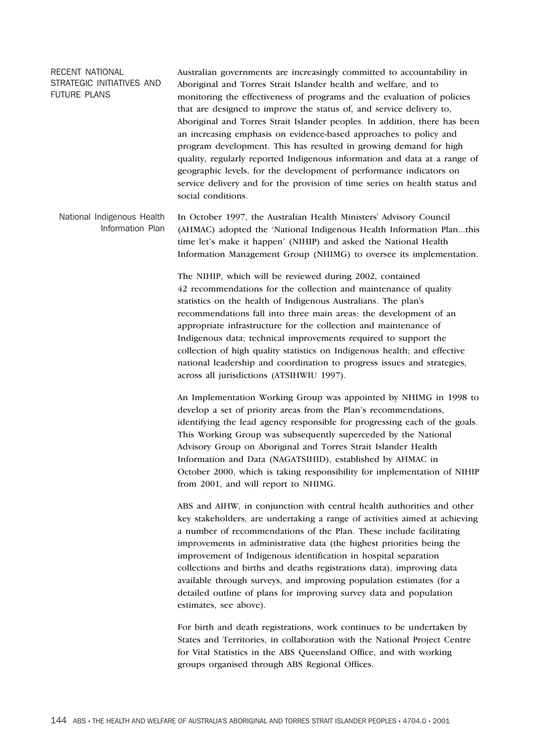## RECENT NATIONAL STRATEGIC INITIATIVES AND FUTURE PLANS

Australian governments are increasingly committed to accountability in Aboriginal and Torres Strait Islander health and welfare, and to monitoring the effectiveness of programs and the evaluation of policies that are designed to improve the status of, and service delivery to, Aboriginal and Torres Strait Islander peoples. In addition, there has been an increasing emphasis on evidence-based approaches to policy and program development. This has resulted in growing demand for high quality, regularly reported Indigenous information and data at a range of geographic levels, for the development of performance indicators on service delivery and for the provision of time series on health status and social conditions.

### National Indigenous Health Information Plan

In October 1997, the Australian Health Ministers' Advisory Council (AHMAC) adopted the 'National Indigenous Health Information Plan...this time let's make it happen' (NIHIP) and asked the National Health Information Management Group (NHIMG) to oversee its implementation.

The NIHIP, which will be reviewed during 2002, contained 42 recommendations for the collection and maintenance of quality statistics on the health of Indigenous Australians. The plan's recommendations fall into three main areas: the development of an appropriate infrastructure for the collection and maintenance of Indigenous data; technical improvements required to support the collection of high quality statistics on Indigenous health; and effective national leadership and coordination to progress issues and strategies, across all jurisdictions (ATSIHWIU 1997).

An Implementation Working Group was appointed by NHIMG in 1998 to develop a set of priority areas from the Plan's recommendations, identifying the lead agency responsible for progressing each of the goals. This Working Group was subsequently superceded by the National Advisory Group on Aboriginal and Torres Strait Islander Health Information and Data (NAGATSIHID), established by AHMAC in October 2000, which is taking responsibility for implementation of NIHIP from 2001, and will report to NHIMG.

ABS and AIHW, in conjunction with central health authorities and other key stakeholders, are undertaking a range of activities aimed at achieving a number of recommendations of the Plan. These include facilitating improvements in administrative data (the highest priorities being the improvement of Indigenous identification in hospital separation collections and births and deaths registrations data), improving data available through surveys, and improving population estimates (for a detailed outline of plans for improving survey data and population estimates, see above).

For birth and death registrations, work continues to be undertaken by States and Territories, in collaboration with the National Project Centre for Vital Statistics in the ABS Queensland Office, and with working groups organised through ABS Regional Offices.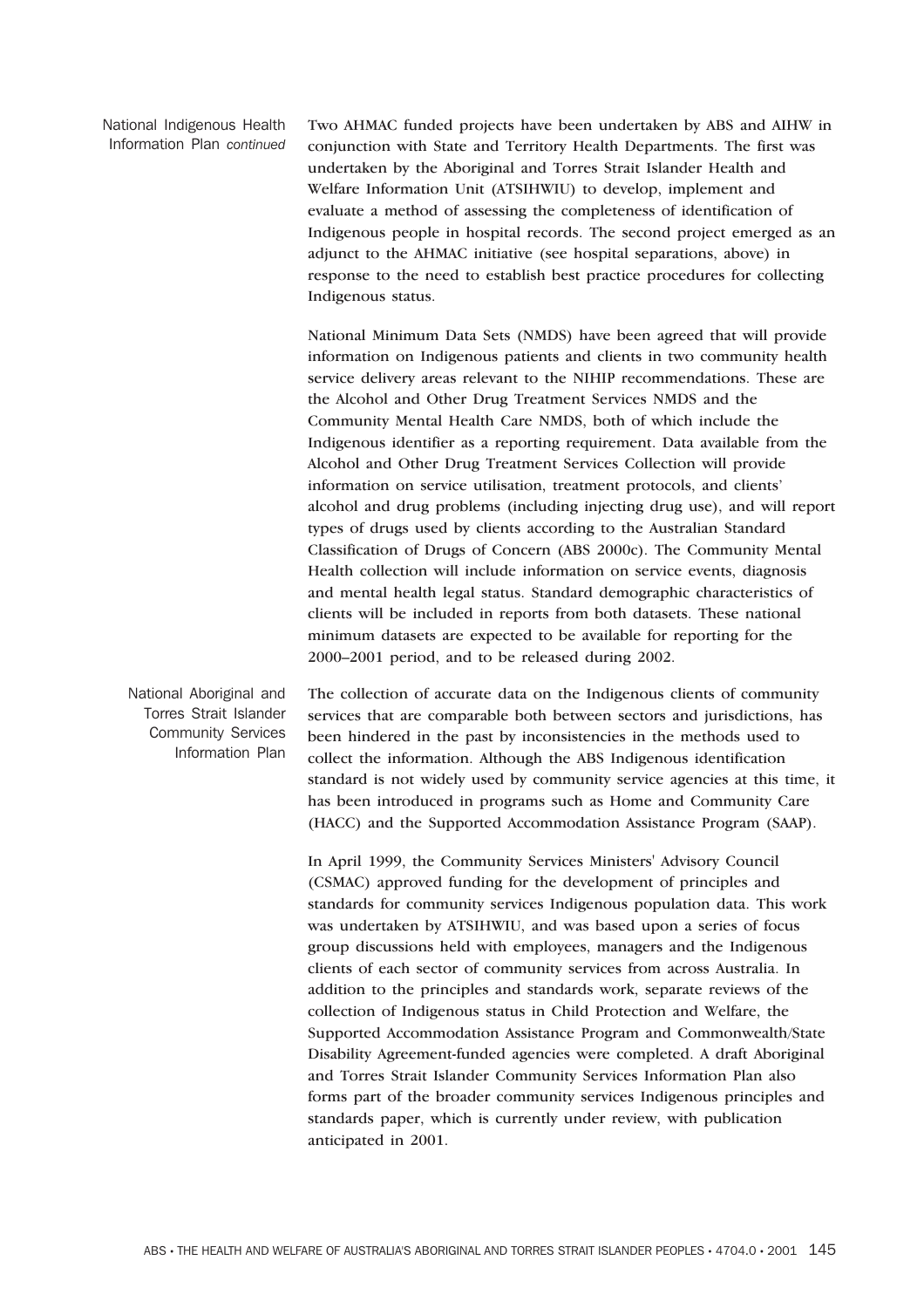### National Indigenous Health Information Plan *continued*

Two AHMAC funded projects have been undertaken by ABS and AIHW in conjunction with State and Territory Health Departments. The first was undertaken by the Aboriginal and Torres Strait Islander Health and Welfare Information Unit (ATSIHWIU) to develop, implement and evaluate a method of assessing the completeness of identification of Indigenous people in hospital records. The second project emerged as an adjunct to the AHMAC initiative (see hospital separations, above) in response to the need to establish best practice procedures for collecting Indigenous status.

National Minimum Data Sets (NMDS) have been agreed that will provide information on Indigenous patients and clients in two community health service delivery areas relevant to the NIHIP recommendations. These are the Alcohol and Other Drug Treatment Services NMDS and the Community Mental Health Care NMDS, both of which include the Indigenous identifier as a reporting requirement. Data available from the Alcohol and Other Drug Treatment Services Collection will provide information on service utilisation, treatment protocols, and clients' alcohol and drug problems (including injecting drug use), and will report types of drugs used by clients according to the Australian Standard Classification of Drugs of Concern (ABS 2000c). The Community Mental Health collection will include information on service events, diagnosis and mental health legal status. Standard demographic characteristics of clients will be included in reports from both datasets. These national minimum datasets are expected to be available for reporting for the 2000–2001 period, and to be released during 2002.

### National Aboriginal and Torres Strait Islander Community Services Information Plan

The collection of accurate data on the Indigenous clients of community services that are comparable both between sectors and jurisdictions, has been hindered in the past by inconsistencies in the methods used to collect the information. Although the ABS Indigenous identification standard is not widely used by community service agencies at this time, it has been introduced in programs such as Home and Community Care (HACC) and the Supported Accommodation Assistance Program (SAAP).

In April 1999, the Community Services Ministers' Advisory Council (CSMAC) approved funding for the development of principles and standards for community services Indigenous population data. This work was undertaken by ATSIHWIU, and was based upon a series of focus group discussions held with employees, managers and the Indigenous clients of each sector of community services from across Australia. In addition to the principles and standards work, separate reviews of the collection of Indigenous status in Child Protection and Welfare, the Supported Accommodation Assistance Program and Commonwealth/State Disability Agreement-funded agencies were completed. A draft Aboriginal and Torres Strait Islander Community Services Information Plan also forms part of the broader community services Indigenous principles and standards paper, which is currently under review, with publication anticipated in 2001.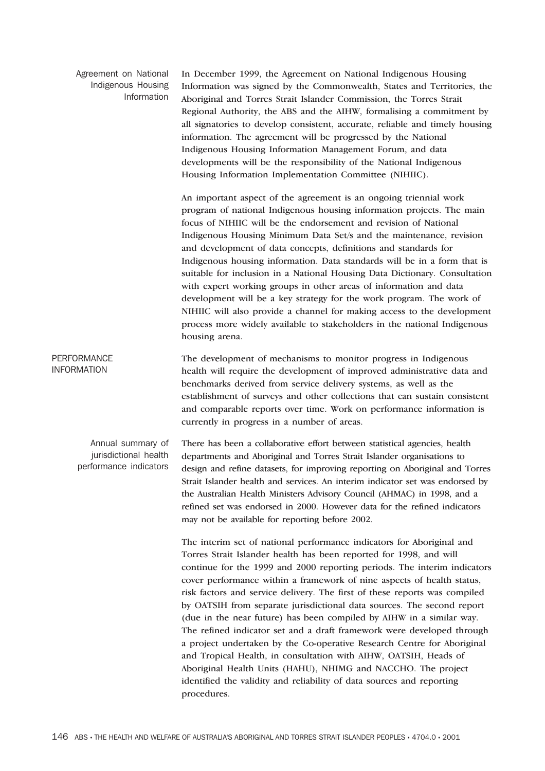### Agreement on National Indigenous Housing Information

In December 1999, the Agreement on National Indigenous Housing Information was signed by the Commonwealth, States and Territories, the Aboriginal and Torres Strait Islander Commission, the Torres Strait Regional Authority, the ABS and the AIHW, formalising a commitment by all signatories to develop consistent, accurate, reliable and timely housing information. The agreement will be progressed by the National Indigenous Housing Information Management Forum, and data developments will be the responsibility of the National Indigenous Housing Information Implementation Committee (NIHIIC).

An important aspect of the agreement is an ongoing triennial work program of national Indigenous housing information projects. The main focus of NIHIIC will be the endorsement and revision of National Indigenous Housing Minimum Data Set/s and the maintenance, revision and development of data concepts, definitions and standards for Indigenous housing information. Data standards will be in a form that is suitable for inclusion in a National Housing Data Dictionary. Consultation with expert working groups in other areas of information and data development will be a key strategy for the work program. The work of NIHIIC will also provide a channel for making access to the development process more widely available to stakeholders in the national Indigenous housing arena.

## PERFORMANCE INFORMATION

The development of mechanisms to monitor progress in Indigenous health will require the development of improved administrative data and benchmarks derived from service delivery systems, as well as the establishment of surveys and other collections that can sustain consistent and comparable reports over time. Work on performance information is currently in progress in a number of areas.

### Annual summary of jurisdictional health performance indicators

There has been a collaborative effort between statistical agencies, health departments and Aboriginal and Torres Strait Islander organisations to design and refine datasets, for improving reporting on Aboriginal and Torres Strait Islander health and services. An interim indicator set was endorsed by the Australian Health Ministers Advisory Council (AHMAC) in 1998, and a refined set was endorsed in 2000. However data for the refined indicators may not be available for reporting before 2002.

The interim set of national performance indicators for Aboriginal and Torres Strait Islander health has been reported for 1998, and will continue for the 1999 and 2000 reporting periods. The interim indicators cover performance within a framework of nine aspects of health status, risk factors and service delivery. The first of these reports was compiled by OATSIH from separate jurisdictional data sources. The second report (due in the near future) has been compiled by AIHW in a similar way. The refined indicator set and a draft framework were developed through a project undertaken by the Co-operative Research Centre for Aboriginal and Tropical Health, in consultation with AIHW, OATSIH, Heads of Aboriginal Health Units (HAHU), NHIMG and NACCHO. The project identified the validity and reliability of data sources and reporting procedures.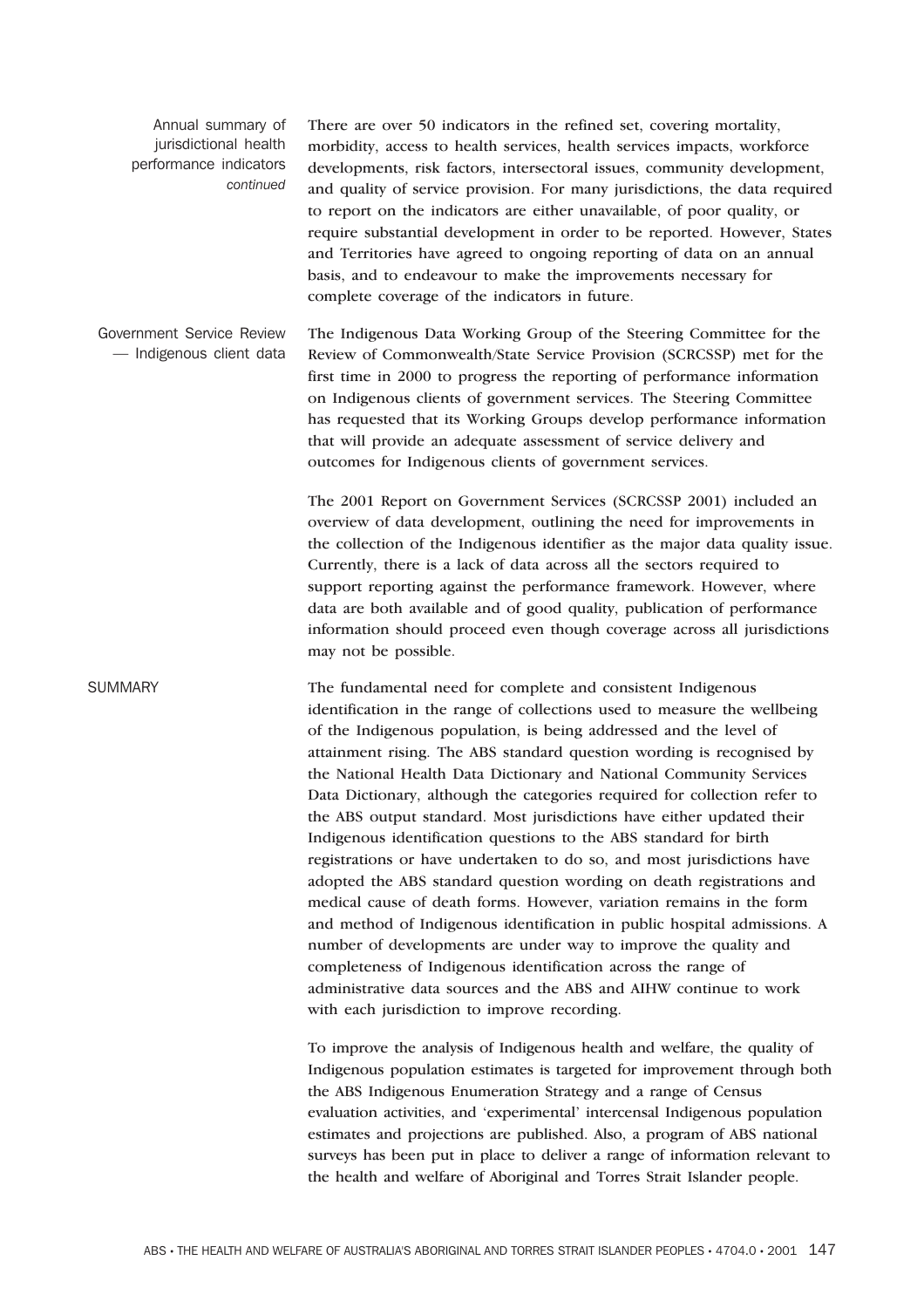### Annual summary of jurisdictional health performance indicators *continued*

There are over 50 indicators in the refined set, covering mortality, morbidity, access to health services, health services impacts, workforce developments, risk factors, intersectoral issues, community development, and quality of service provision. For many jurisdictions, the data required to report on the indicators are either unavailable, of poor quality, or require substantial development in order to be reported. However, States and Territories have agreed to ongoing reporting of data on an annual basis, and to endeavour to make the improvements necessary for complete coverage of the indicators in future.

### Government Service Review — Indigenous client data

The Indigenous Data Working Group of the Steering Committee for the Review of Commonwealth/State Service Provision (SCRCSSP) met for the first time in 2000 to progress the reporting of performance information on Indigenous clients of government services. The Steering Committee has requested that its Working Groups develop performance information that will provide an adequate assessment of service delivery and outcomes for Indigenous clients of government services.

The 2001 Report on Government Services (SCRCSSP 2001) included an overview of data development, outlining the need for improvements in the collection of the Indigenous identifier as the major data quality issue. Currently, there is a lack of data across all the sectors required to support reporting against the performance framework. However, where data are both available and of good quality, publication of performance information should proceed even though coverage across all jurisdictions may not be possible.

## SUMMARY

The fundamental need for complete and consistent Indigenous identification in the range of collections used to measure the wellbeing of the Indigenous population, is being addressed and the level of attainment rising. The ABS standard question wording is recognised by the National Health Data Dictionary and National Community Services Data Dictionary, although the categories required for collection refer to the ABS output standard. Most jurisdictions have either updated their Indigenous identification questions to the ABS standard for birth registrations or have undertaken to do so, and most jurisdictions have adopted the ABS standard question wording on death registrations and medical cause of death forms. However, variation remains in the form and method of Indigenous identification in public hospital admissions. A number of developments are under way to improve the quality and completeness of Indigenous identification across the range of administrative data sources and the ABS and AIHW continue to work with each jurisdiction to improve recording.

To improve the analysis of Indigenous health and welfare, the quality of Indigenous population estimates is targeted for improvement through both the ABS Indigenous Enumeration Strategy and a range of Census evaluation activities, and 'experimental' intercensal Indigenous population estimates and projections are published. Also, a program of ABS national surveys has been put in place to deliver a range of information relevant to the health and welfare of Aboriginal and Torres Strait Islander people.